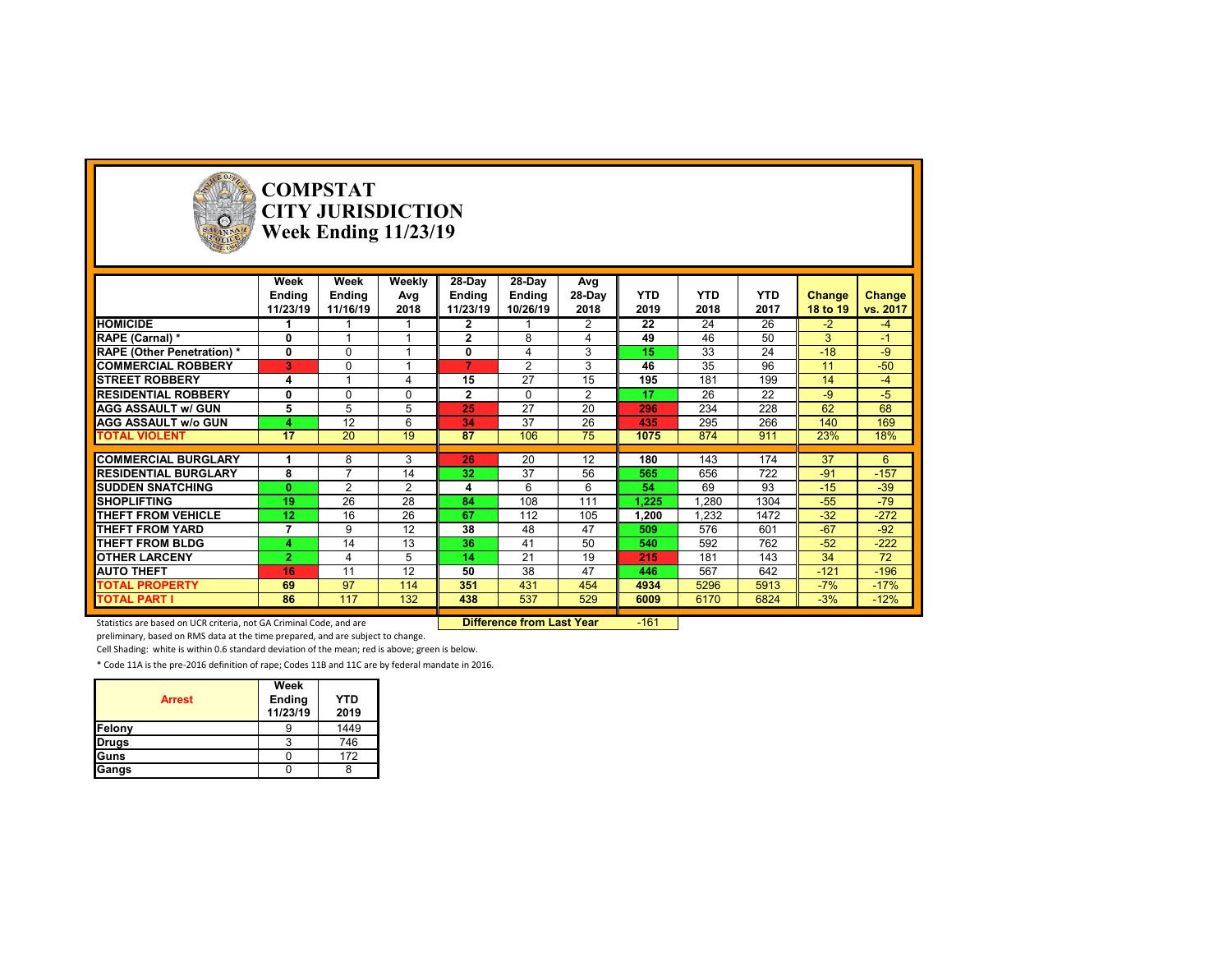# COMPSTAT
# CITY JURISDICTION
# Week Ending 11/23/19

| | Week Ending 11/23/19 | Week Ending 11/16/19 | Weekly Avg 2018 | 28-Day Ending 11/23/19 | 28-Day Ending 10/26/19 | Avg 28-Day 2018 | YTD 2019 | YTD 2018 | YTD 2017 | Change 18 to 19 | Change vs. 2017 |
|---|---|---|---|---|---|---|---|---|---|---|---|
| **HOMICIDE** | 1 | 1 | 1 | 2 | 1 | 2 | 22 | 24 | 26 | -2 | -4 |
| **RAPE (Carnal) *** | 0 | 1 | 1 | 2 | 8 | 4 | 49 | 46 | 50 | 3 | -1 |
| **RAPE (Other Penetration) *** | 0 | 0 | 1 | 0 | 4 | 3 | 15 | 33 | 24 | -18 | -9 |
| **COMMERCIAL ROBBERY** | 3 | 0 | 1 | 7 | 2 | 3 | 46 | 35 | 96 | 11 | -50 |
| **STREET ROBBERY** | 4 | 1 | 4 | 15 | 27 | 15 | 195 | 181 | 199 | 14 | -4 |
| **RESIDENTIAL ROBBERY** | 0 | 0 | 0 | 2 | 0 | 2 | 17 | 26 | 22 | -9 | -5 |
| **AGG ASSAULT w/ GUN** | 5 | 5 | 5 | 25 | 27 | 20 | 296 | 234 | 228 | 62 | 68 |
| **AGG ASSAULT w/o GUN** | 4 | 12 | 6 | 34 | 37 | 26 | 435 | 295 | 266 | 140 | 169 |
| **TOTAL VIOLENT** | 17 | 20 | 19 | 87 | 106 | 75 | 1075 | 874 | 911 | 23% | 18% |
| **COMMERCIAL BURGLARY** | 1 | 8 | 3 | 26 | 20 | 12 | 180 | 143 | 174 | 37 | 6 |
| **RESIDENTIAL BURGLARY** | 8 | 7 | 14 | 32 | 37 | 56 | 565 | 656 | 722 | -91 | -157 |
| **SUDDEN SNATCHING** | 0 | 2 | 2 | 4 | 6 | 6 | 54 | 69 | 93 | -15 | -39 |
| **SHOPLIFTING** | 19 | 26 | 28 | 84 | 108 | 111 | 1,225 | 1,280 | 1304 | -55 | -79 |
| **THEFT FROM VEHICLE** | 12 | 16 | 26 | 67 | 112 | 105 | 1,200 | 1,232 | 1472 | -32 | -272 |
| **THEFT FROM YARD** | 7 | 9 | 12 | 38 | 48 | 47 | 509 | 576 | 601 | -67 | -92 |
| **THEFT FROM BLDG** | 4 | 14 | 13 | 36 | 41 | 50 | 540 | 592 | 762 | -52 | -222 |
| **OTHER LARCENY** | 2 | 4 | 5 | 14 | 21 | 19 | 215 | 181 | 143 | 34 | 72 |
| **AUTO THEFT** | 16 | 11 | 12 | 50 | 38 | 47 | 446 | 567 | 642 | -121 | -196 |
| **TOTAL PROPERTY** | 69 | 97 | 114 | 351 | 431 | 454 | 4934 | 5296 | 5913 | -7% | -17% |
| **TOTAL PART I** | 86 | 117 | 132 | 438 | 537 | 529 | 6009 | 6170 | 6824 | -3% | -12% |

**Difference from Last Year** -161

Statistics are based on UCR criteria, not GA Criminal Code, and are preliminary, based on RMS data at the time prepared, and are subject to change.

Cell Shading: white is within 0.6 standard deviation of the mean; red is above; green is below.

\* Code 11A is the pre-2016 definition of rape; Codes 11B and 11C are by federal mandate in 2016.

| Arrest | Week Ending 11/23/19 | YTD 2019 |
|---|---|---|
| Felony | 9 | 1449 |
| Drugs | 3 | 746 |
| Guns | 0 | 172 |
| Gangs | 0 | 8 |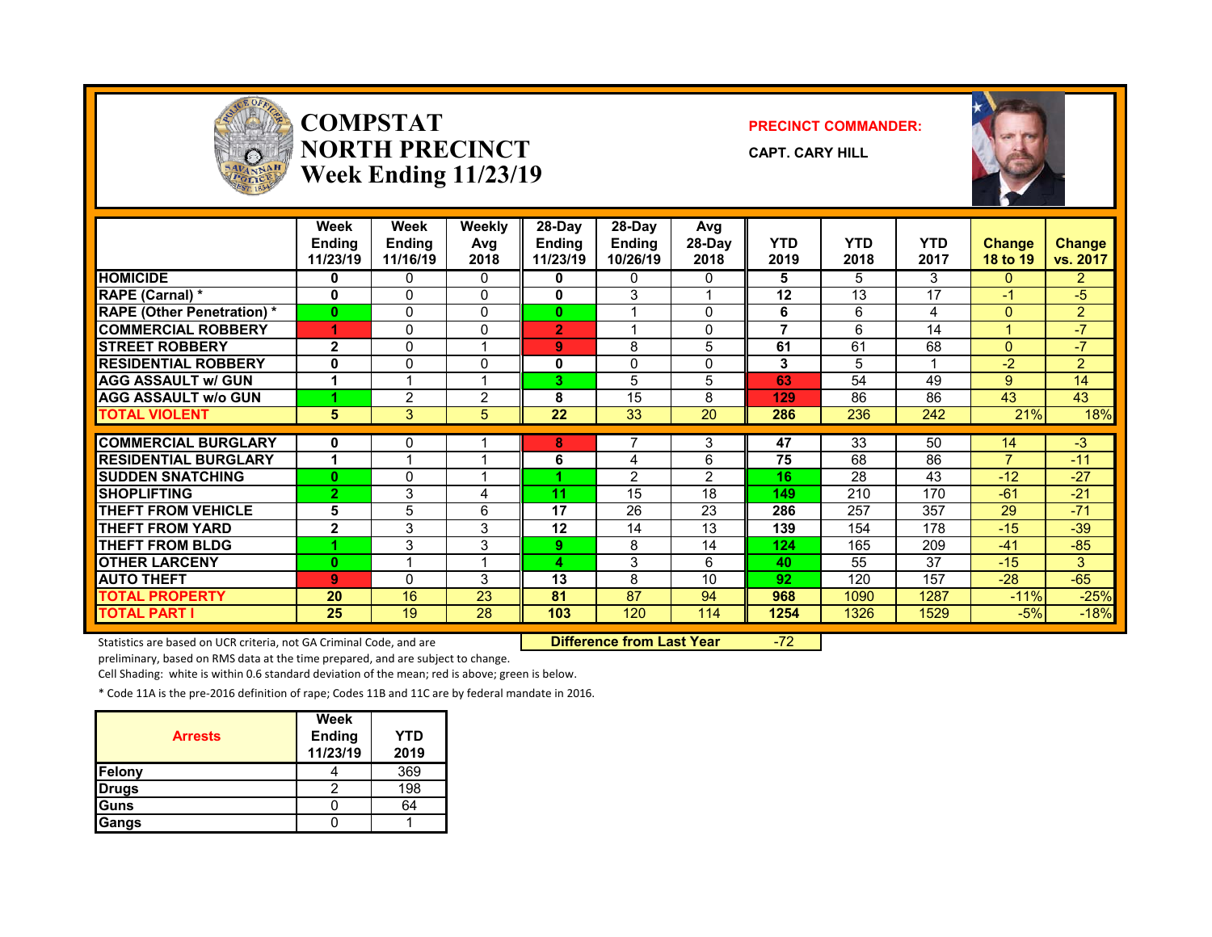# COMPSTAT NORTH PRECINCT Week Ending 11/23/19

**PRECINCT COMMANDER:**

**CAPT. CARY HILL**

| | Week Ending 11/23/19 | Week Ending 11/16/19 | Weekly Avg 2018 | 28-Day Ending 11/23/19 | 28-Day Ending 10/26/19 | Avg 28-Day 2018 | YTD 2019 | YTD 2018 | YTD 2017 | Change 18 to 19 | Change vs. 2017 |
|---|---|---|---|---|---|---|---|---|---|---|---|
| HOMICIDE | 0 | 0 | 0 | 0 | 0 | 0 | 5 | 5 | 3 | 0 | 2 |
| RAPE (Carnal) * | 0 | 0 | 0 | 0 | 3 | 1 | 12 | 13 | 17 | -1 | -5 |
| RAPE (Other Penetration) * | 0 | 0 | 0 | 0 | 1 | 0 | 6 | 6 | 4 | 0 | 2 |
| COMMERCIAL ROBBERY | 1 | 0 | 0 | 2 | 1 | 0 | 7 | 6 | 14 | 1 | -7 |
| STREET ROBBERY | 2 | 0 | 1 | 9 | 8 | 5 | 61 | 61 | 68 | 0 | -7 |
| RESIDENTIAL ROBBERY | 0 | 0 | 0 | 0 | 0 | 0 | 3 | 5 | 1 | -2 | 2 |
| AGG ASSAULT w/ GUN | 1 | 1 | 1 | 3 | 5 | 5 | 63 | 54 | 49 | 9 | 14 |
| AGG ASSAULT w/o GUN | 1 | 2 | 2 | 8 | 15 | 8 | 129 | 86 | 86 | 43 | 43 |
| TOTAL VIOLENT | 5 | 3 | 5 | 22 | 33 | 20 | 286 | 236 | 242 | 21% | 18% |
| COMMERCIAL BURGLARY | 0 | 0 | 1 | 8 | 7 | 3 | 47 | 33 | 50 | 14 | -3 |
| RESIDENTIAL BURGLARY | 1 | 1 | 1 | 6 | 4 | 6 | 75 | 68 | 86 | 7 | -11 |
| SUDDEN SNATCHING | 0 | 0 | 1 | 1 | 2 | 2 | 16 | 28 | 43 | -12 | -27 |
| SHOPLIFTING | 2 | 3 | 4 | 11 | 15 | 18 | 149 | 210 | 170 | -61 | -21 |
| THEFT FROM VEHICLE | 5 | 5 | 6 | 17 | 26 | 23 | 286 | 257 | 357 | 29 | -71 |
| THEFT FROM YARD | 2 | 3 | 3 | 12 | 14 | 13 | 139 | 154 | 178 | -15 | -39 |
| THEFT FROM BLDG | 1 | 3 | 3 | 9 | 8 | 14 | 124 | 165 | 209 | -41 | -85 |
| OTHER LARCENY | 0 | 1 | 1 | 4 | 3 | 6 | 40 | 55 | 37 | -15 | 3 |
| AUTO THEFT | 9 | 0 | 3 | 13 | 8 | 10 | 92 | 120 | 157 | -28 | -65 |
| TOTAL PROPERTY | 20 | 16 | 23 | 81 | 87 | 94 | 968 | 1090 | 1287 | -11% | -25% |
| TOTAL PART I | 25 | 19 | 28 | 103 | 120 | 114 | 1254 | 1326 | 1529 | -5% | -18% |

**Difference from Last Year** -72

Statistics are based on UCR criteria, not GA Criminal Code, and are preliminary, based on RMS data at the time prepared, and are subject to change.

Cell Shading: white is within 0.6 standard deviation of the mean; red is above; green is below.

* Code 11A is the pre-2016 definition of rape; Codes 11B and 11C are by federal mandate in 2016.

| Arrests | Week Ending 11/23/19 | YTD 2019 |
|---|---|---|
| Felony | 4 | 369 |
| Drugs | 2 | 198 |
| Guns | 0 | 64 |
| Gangs | 0 | 1 |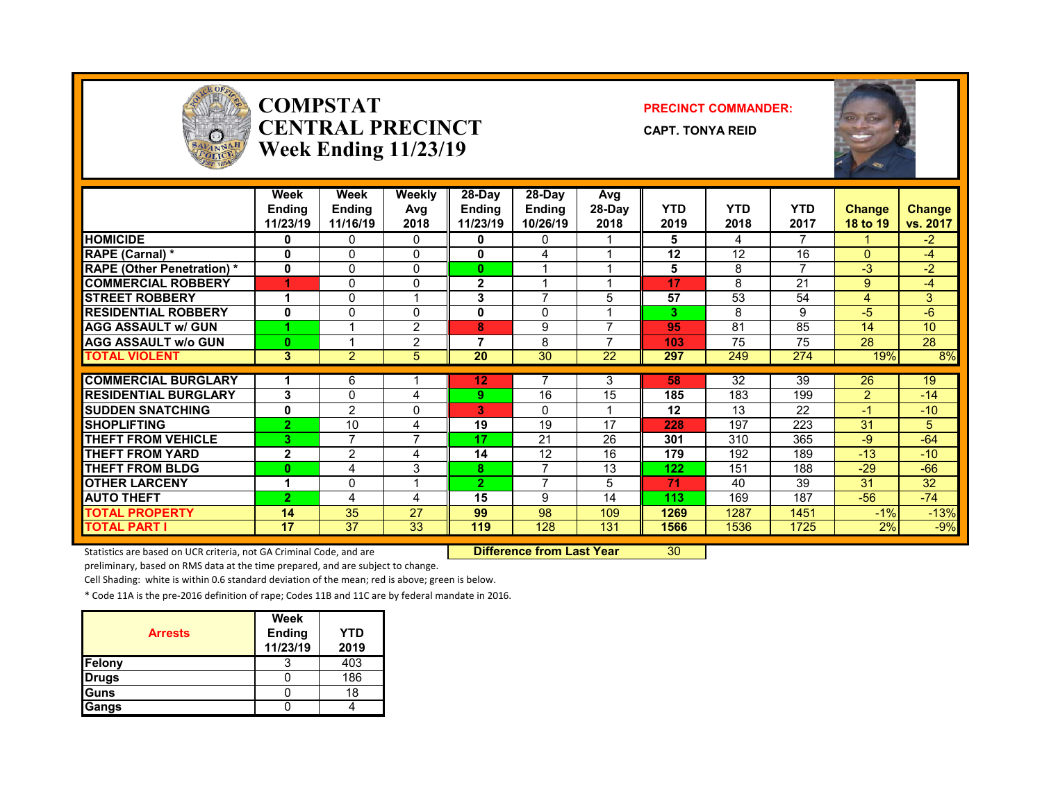# COMPSTAT
# CENTRAL PRECINCT
## Week Ending 11/23/19

**PRECINCT COMMANDER:**

**CAPT. TONYA REID**

| | Week Ending 11/23/19 | Week Ending 11/16/19 | Weekly Avg 2018 | 28-Day Ending 11/23/19 | 28-Day Ending 10/26/19 | Avg 28-Day 2018 | YTD 2019 | YTD 2018 | YTD 2017 | Change 18 to 19 | Change vs. 2017 |
|---|---|---|---|---|---|---|---|---|---|---|---|
| **HOMICIDE** | 0 | 0 | 0 | 0 | 0 | 1 | 5 | 4 | 7 | 1 | -2 |
| **RAPE (Carnal) *** | 0 | 0 | 0 | 0 | 4 | 1 | 12 | 12 | 16 | 0 | -4 |
| **RAPE (Other Penetration) *** | 0 | 0 | 0 | 0 | 1 | 1 | 5 | 8 | 7 | -3 | -2 |
| **COMMERCIAL ROBBERY** | 1 | 0 | 0 | 2 | 1 | 1 | 17 | 8 | 21 | 9 | -4 |
| **STREET ROBBERY** | 1 | 0 | 1 | 3 | 7 | 5 | 57 | 53 | 54 | 4 | 3 |
| **RESIDENTIAL ROBBERY** | 0 | 0 | 0 | 0 | 0 | 1 | 3 | 8 | 9 | -5 | -6 |
| **AGG ASSAULT w/ GUN** | 1 | 1 | 2 | 8 | 9 | 7 | 95 | 81 | 85 | 14 | 10 |
| **AGG ASSAULT w/o GUN** | 0 | 1 | 2 | 7 | 8 | 7 | 103 | 75 | 75 | 28 | 28 |
| **TOTAL VIOLENT** | 3 | 2 | 5 | 20 | 30 | 22 | 297 | 249 | 274 | 19% | 8% |
| **COMMERCIAL BURGLARY** | 1 | 6 | 1 | 12 | 7 | 3 | 58 | 32 | 39 | 26 | 19 |
| **RESIDENTIAL BURGLARY** | 3 | 0 | 4 | 9 | 16 | 15 | 185 | 183 | 199 | 2 | -14 |
| **SUDDEN SNATCHING** | 0 | 2 | 0 | 3 | 0 | 1 | 12 | 13 | 22 | -1 | -10 |
| **SHOPLIFTING** | 2 | 10 | 4 | 19 | 19 | 17 | 228 | 197 | 223 | 31 | 5 |
| **THEFT FROM VEHICLE** | 3 | 7 | 7 | 17 | 21 | 26 | 301 | 310 | 365 | -9 | -64 |
| **THEFT FROM YARD** | 2 | 2 | 4 | 14 | 12 | 16 | 179 | 192 | 189 | -13 | -10 |
| **THEFT FROM BLDG** | 0 | 4 | 3 | 8 | 7 | 13 | 122 | 151 | 188 | -29 | -66 |
| **OTHER LARCENY** | 1 | 0 | 1 | 2 | 7 | 5 | 71 | 40 | 39 | 31 | 32 |
| **AUTO THEFT** | 2 | 4 | 4 | 15 | 9 | 14 | 113 | 169 | 187 | -56 | -74 |
| **TOTAL PROPERTY** | 14 | 35 | 27 | 99 | 98 | 109 | 1269 | 1287 | 1451 | -1% | -13% |
| **TOTAL PART I** | 17 | 37 | 33 | 119 | 128 | 131 | 1566 | 1536 | 1725 | 2% | -9% |

**Difference from Last Year** 30

Statistics are based on UCR criteria, not GA Criminal Code, and are preliminary, based on RMS data at the time prepared, and are subject to change.

Cell Shading: white is within 0.6 standard deviation of the mean; red is above; green is below.

* Code 11A is the pre-2016 definition of rape; Codes 11B and 11C are by federal mandate in 2016.

| Arrests | Week Ending 11/23/19 | YTD 2019 |
|---|---|---|
| Felony | 3 | 403 |
| Drugs | 0 | 186 |
| Guns | 0 | 18 |
| Gangs | 0 | 4 |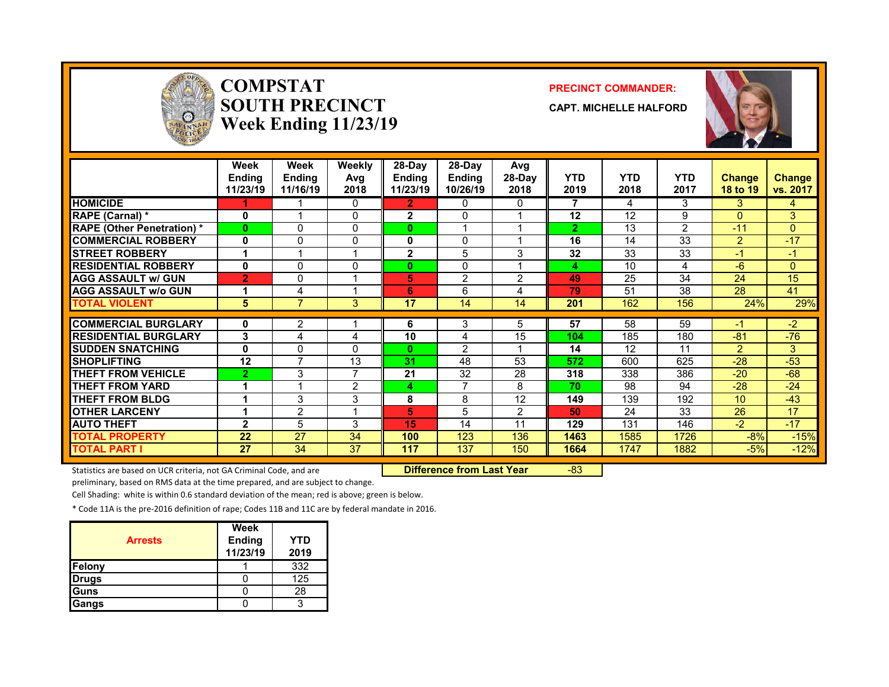# COMPSTAT
# SOUTH PRECINCT
# Week Ending 11/23/19

**PRECINCT COMMANDER:**

**CAPT. MICHELLE HALFORD**

| | Week Ending 11/23/19 | Week Ending 11/16/19 | Weekly Avg 2018 | 28-Day Ending 11/23/19 | 28-Day Ending 10/26/19 | Avg 28-Day 2018 | YTD 2019 | YTD 2018 | YTD 2017 | Change 18 to 19 | Change vs. 2017 |
|---|---|---|---|---|---|---|---|---|---|---|---|
| HOMICIDE | 1 | 1 | 0 | 2 | 0 | 0 | 7 | 4 | 3 | 3 | 4 |
| RAPE (Carnal) * | 0 | 1 | 0 | 2 | 0 | 1 | 12 | 12 | 9 | 0 | 3 |
| RAPE (Other Penetration) * | 0 | 0 | 0 | 0 | 1 | 1 | 2 | 13 | 2 | -11 | 0 |
| COMMERCIAL ROBBERY | 0 | 0 | 0 | 0 | 0 | 1 | 16 | 14 | 33 | 2 | -17 |
| STREET ROBBERY | 1 | 1 | 1 | 2 | 5 | 3 | 32 | 33 | 33 | -1 | -1 |
| RESIDENTIAL ROBBERY | 0 | 0 | 0 | 0 | 0 | 1 | 4 | 10 | 4 | -6 | 0 |
| AGG ASSAULT w/ GUN | 2 | 0 | 1 | 5 | 2 | 2 | 49 | 25 | 34 | 24 | 15 |
| AGG ASSAULT w/o GUN | 1 | 4 | 1 | 6 | 6 | 4 | 79 | 51 | 38 | 28 | 41 |
| TOTAL VIOLENT | 5 | 7 | 3 | 17 | 14 | 14 | 201 | 162 | 156 | 24% | 29% |
| COMMERCIAL BURGLARY | 0 | 2 | 1 | 6 | 3 | 5 | 57 | 58 | 59 | -1 | -2 |
| RESIDENTIAL BURGLARY | 3 | 4 | 4 | 10 | 4 | 15 | 104 | 185 | 180 | -81 | -76 |
| SUDDEN SNATCHING | 0 | 0 | 0 | 0 | 2 | 1 | 14 | 12 | 11 | 2 | 3 |
| SHOPLIFTING | 12 | 7 | 13 | 31 | 48 | 53 | 572 | 600 | 625 | -28 | -53 |
| THEFT FROM VEHICLE | 2 | 3 | 7 | 21 | 32 | 28 | 318 | 338 | 386 | -20 | -68 |
| THEFT FROM YARD | 1 | 1 | 2 | 4 | 7 | 8 | 70 | 98 | 94 | -28 | -24 |
| THEFT FROM BLDG | 1 | 3 | 3 | 8 | 8 | 12 | 149 | 139 | 192 | 10 | -43 |
| OTHER LARCENY | 1 | 2 | 1 | 5 | 5 | 2 | 50 | 24 | 33 | 26 | 17 |
| AUTO THEFT | 2 | 5 | 3 | 15 | 14 | 11 | 129 | 131 | 146 | -2 | -17 |
| TOTAL PROPERTY | 22 | 27 | 34 | 100 | 123 | 136 | 1463 | 1585 | 1726 | -8% | -15% |
| TOTAL PART I | 27 | 34 | 37 | 117 | 137 | 150 | 1664 | 1747 | 1882 | -5% | -12% |

**Difference from Last Year** -83

Statistics are based on UCR criteria, not GA Criminal Code, and are preliminary, based on RMS data at the time prepared, and are subject to change.

Cell Shading: white is within 0.6 standard deviation of the mean; red is above; green is below.

* Code 11A is the pre-2016 definition of rape; Codes 11B and 11C are by federal mandate in 2016.

| Arrests | Week Ending 11/23/19 | YTD 2019 |
|---|---|---|
| Felony | 1 | 332 |
| Drugs | 0 | 125 |
| Guns | 0 | 28 |
| Gangs | 0 | 3 |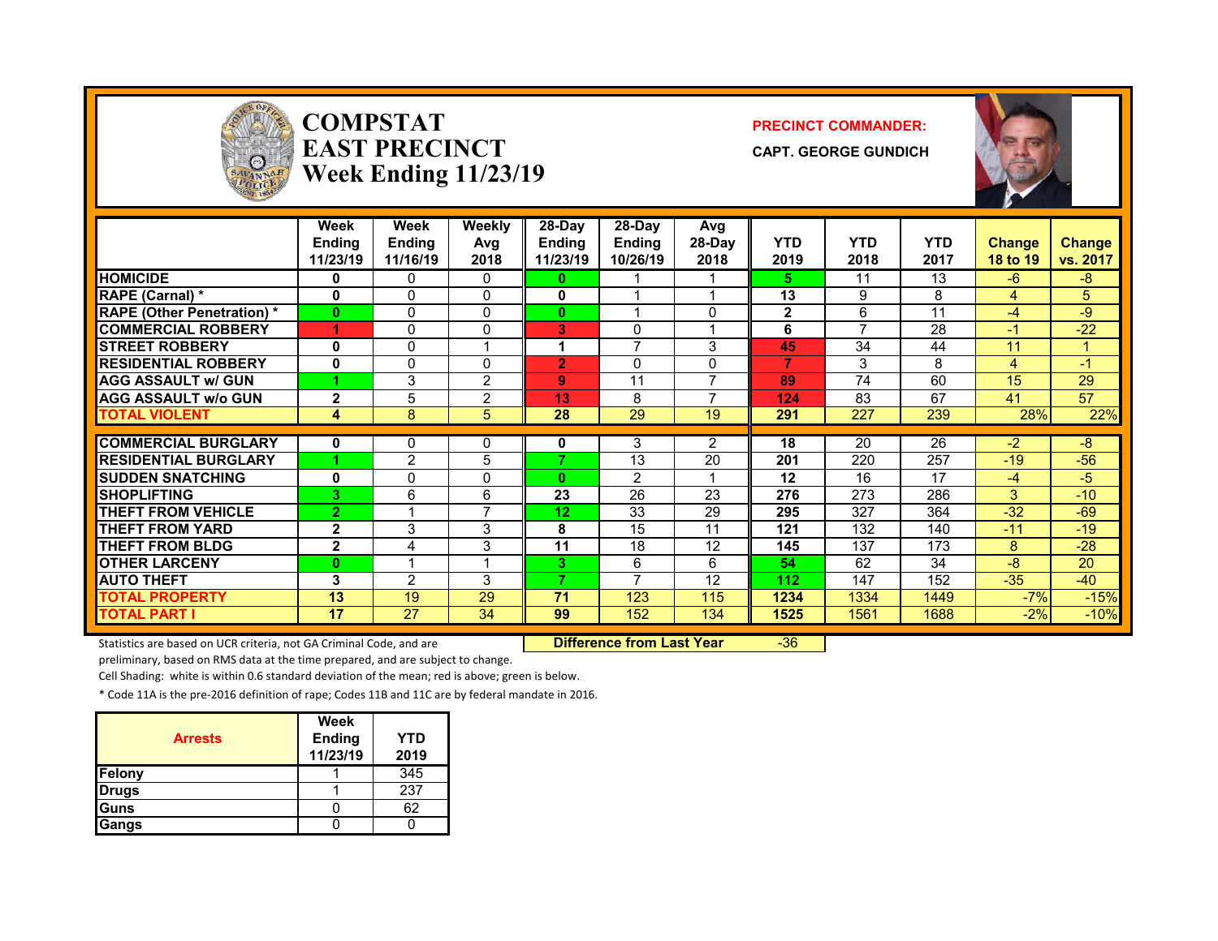# COMPSTAT EAST PRECINCT Week Ending 11/23/19

**PRECINCT COMMANDER:**

**CAPT. GEORGE GUNDICH**

| | Week Ending 11/23/19 | Week Ending 11/16/19 | Weekly Avg 2018 | 28-Day Ending 11/23/19 | 28-Day Ending 10/26/19 | Avg 28-Day 2018 | YTD 2019 | YTD 2018 | YTD 2017 | Change 18 to 19 | Change vs. 2017 |
|---|---|---|---|---|---|---|---|---|---|---|---|
| HOMICIDE | 0 | 0 | 0 | 0 | 1 | 1 | 5 | 11 | 13 | -6 | -8 |
| RAPE (Carnal) * | 0 | 0 | 0 | 0 | 1 | 1 | 13 | 9 | 8 | 4 | 5 |
| RAPE (Other Penetration) * | 0 | 0 | 0 | 0 | 1 | 0 | 2 | 6 | 11 | -4 | -9 |
| COMMERCIAL ROBBERY | 1 | 0 | 0 | 3 | 0 | 1 | 6 | 7 | 28 | -1 | -22 |
| STREET ROBBERY | 0 | 0 | 1 | 1 | 7 | 3 | 45 | 34 | 44 | 11 | 1 |
| RESIDENTIAL ROBBERY | 0 | 0 | 0 | 2 | 0 | 0 | 7 | 3 | 8 | 4 | -1 |
| AGG ASSAULT w/ GUN | 1 | 3 | 2 | 9 | 11 | 7 | 89 | 74 | 60 | 15 | 29 |
| AGG ASSAULT w/o GUN | 2 | 5 | 2 | 13 | 8 | 7 | 124 | 83 | 67 | 41 | 57 |
| TOTAL VIOLENT | 4 | 8 | 5 | 28 | 29 | 19 | 291 | 227 | 239 | 28% | 22% |
| COMMERCIAL BURGLARY | 0 | 0 | 0 | 0 | 3 | 2 | 18 | 20 | 26 | -2 | -8 |
| RESIDENTIAL BURGLARY | 1 | 2 | 5 | 7 | 13 | 20 | 201 | 220 | 257 | -19 | -56 |
| SUDDEN SNATCHING | 0 | 0 | 0 | 0 | 2 | 1 | 12 | 16 | 17 | -4 | -5 |
| SHOPLIFTING | 3 | 6 | 6 | 23 | 26 | 23 | 276 | 273 | 286 | 3 | -10 |
| THEFT FROM VEHICLE | 2 | 1 | 7 | 12 | 33 | 29 | 295 | 327 | 364 | -32 | -69 |
| THEFT FROM YARD | 2 | 3 | 3 | 8 | 15 | 11 | 121 | 132 | 140 | -11 | -19 |
| THEFT FROM BLDG | 2 | 4 | 3 | 11 | 18 | 12 | 145 | 137 | 173 | 8 | -28 |
| OTHER LARCENY | 0 | 1 | 1 | 3 | 6 | 6 | 54 | 62 | 34 | -8 | 20 |
| AUTO THEFT | 3 | 2 | 3 | 7 | 7 | 12 | 112 | 147 | 152 | -35 | -40 |
| TOTAL PROPERTY | 13 | 19 | 29 | 71 | 123 | 115 | 1234 | 1334 | 1449 | -7% | -15% |
| TOTAL PART I | 17 | 27 | 34 | 99 | 152 | 134 | 1525 | 1561 | 1688 | -2% | -10% |

**Difference from Last Year** -36

Statistics are based on UCR criteria, not GA Criminal Code, and are preliminary, based on RMS data at the time prepared, and are subject to change.

Cell Shading: white is within 0.6 standard deviation of the mean; red is above; green is below.

* Code 11A is the pre-2016 definition of rape; Codes 11B and 11C are by federal mandate in 2016.

| Arrests | Week Ending 11/23/19 | YTD 2019 |
|---|---|---|
| Felony | 1 | 345 |
| Drugs | 1 | 237 |
| Guns | 0 | 62 |
| Gangs | 0 | 0 |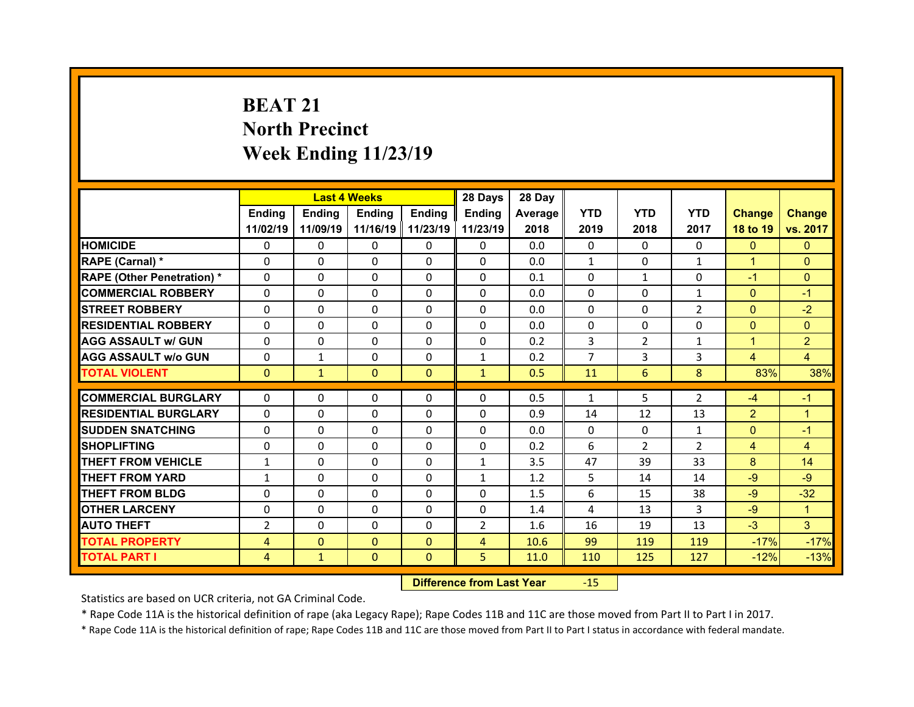# BEAT 21
# North Precinct
# Week Ending 11/23/19

| | Last 4 Weeks | | | | 28 Days | 28 Day | | | | | |
|---|---|---|---|---|---|---|---|---|---|---|---|
| | Ending 11/02/19 | Ending 11/09/19 | Ending 11/16/19 | Ending 11/23/19 | Ending 11/23/19 | Average 2018 | YTD 2019 | YTD 2018 | YTD 2017 | Change 18 to 19 | Change vs. 2017 |
| HOMICIDE | 0 | 0 | 0 | 0 | 0 | 0.0 | 0 | 0 | 0 | 0 | 0 |
| RAPE (Carnal) * | 0 | 0 | 0 | 0 | 0 | 0.0 | 1 | 0 | 1 | 1 | 0 |
| RAPE (Other Penetration) * | 0 | 0 | 0 | 0 | 0 | 0.1 | 0 | 1 | 0 | -1 | 0 |
| COMMERCIAL ROBBERY | 0 | 0 | 0 | 0 | 0 | 0.0 | 0 | 0 | 1 | 0 | -1 |
| STREET ROBBERY | 0 | 0 | 0 | 0 | 0 | 0.0 | 0 | 0 | 2 | 0 | -2 |
| RESIDENTIAL ROBBERY | 0 | 0 | 0 | 0 | 0 | 0.0 | 0 | 0 | 0 | 0 | 0 |
| AGG ASSAULT w/ GUN | 0 | 0 | 0 | 0 | 0 | 0.2 | 3 | 2 | 1 | 1 | 2 |
| AGG ASSAULT w/o GUN | 0 | 1 | 0 | 0 | 1 | 0.2 | 7 | 3 | 3 | 4 | 4 |
| TOTAL VIOLENT | 0 | 1 | 0 | 0 | 1 | 0.5 | 11 | 6 | 8 | 83% | 38% |
| COMMERCIAL BURGLARY | 0 | 0 | 0 | 0 | 0 | 0.5 | 1 | 5 | 2 | -4 | -1 |
| RESIDENTIAL BURGLARY | 0 | 0 | 0 | 0 | 0 | 0.9 | 14 | 12 | 13 | 2 | 1 |
| SUDDEN SNATCHING | 0 | 0 | 0 | 0 | 0 | 0.0 | 0 | 0 | 1 | 0 | -1 |
| SHOPLIFTING | 0 | 0 | 0 | 0 | 0 | 0.2 | 6 | 2 | 2 | 4 | 4 |
| THEFT FROM VEHICLE | 1 | 0 | 0 | 0 | 1 | 3.5 | 47 | 39 | 33 | 8 | 14 |
| THEFT FROM YARD | 1 | 0 | 0 | 0 | 1 | 1.2 | 5 | 14 | 14 | -9 | -9 |
| THEFT FROM BLDG | 0 | 0 | 0 | 0 | 0 | 1.5 | 6 | 15 | 38 | -9 | -32 |
| OTHER LARCENY | 0 | 0 | 0 | 0 | 0 | 1.4 | 4 | 13 | 3 | -9 | 1 |
| AUTO THEFT | 2 | 0 | 0 | 0 | 2 | 1.6 | 16 | 19 | 13 | -3 | 3 |
| TOTAL PROPERTY | 4 | 0 | 0 | 0 | 4 | 10.6 | 99 | 119 | 119 | -17% | -17% |
| TOTAL PART I | 4 | 1 | 0 | 0 | 5 | 11.0 | 110 | 125 | 127 | -12% | -13% |

**Difference from Last Year** -15

Statistics are based on UCR criteria, not GA Criminal Code.

* Rape Code 11A is the historical definition of rape (aka Legacy Rape); Rape Codes 11B and 11C are those moved from Part II to Part I in 2017.

* Rape Code 11A is the historical definition of rape; Rape Codes 11B and 11C are those moved from Part II to Part I status in accordance with federal mandate.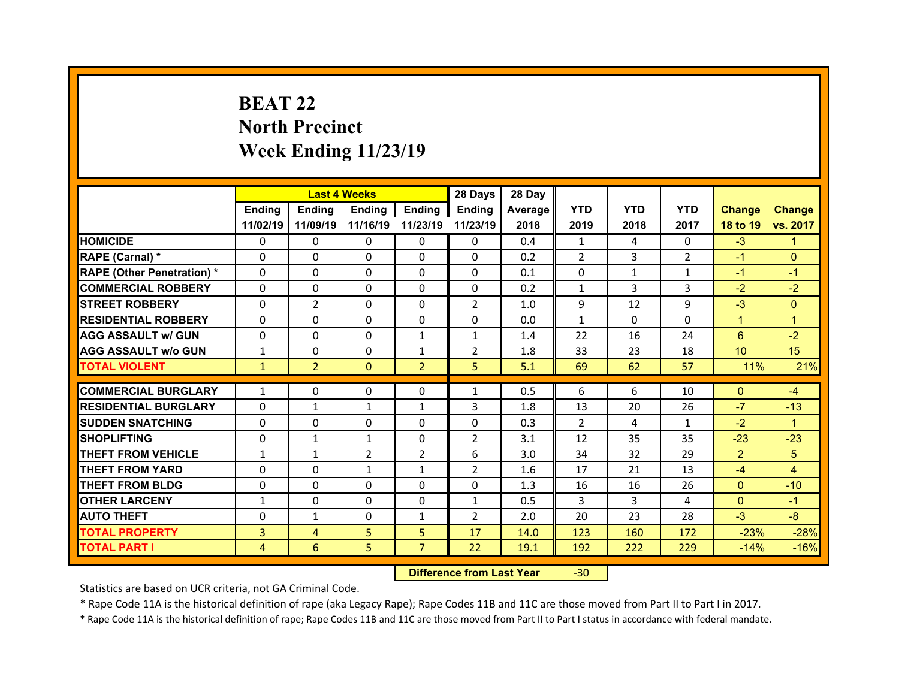# BEAT 22
## North Precinct
## Week Ending 11/23/19

| | Last 4 Weeks | | | | 28 Days | 28 Day | | | | | |
|---|---|---|---|---|---|---|---|---|---|---|---|
| | Ending 11/02/19 | Ending 11/09/19 | Ending 11/16/19 | Ending 11/23/19 | Ending 11/23/19 | Average 2018 | YTD 2019 | YTD 2018 | YTD 2017 | Change 18 to 19 | Change vs. 2017 |
| HOMICIDE | 0 | 0 | 0 | 0 | 0 | 0.4 | 1 | 4 | 0 | -3 | 1 |
| RAPE (Carnal) * | 0 | 0 | 0 | 0 | 0 | 0.2 | 2 | 3 | 2 | -1 | 0 |
| RAPE (Other Penetration) * | 0 | 0 | 0 | 0 | 0 | 0.1 | 0 | 1 | 1 | -1 | -1 |
| COMMERCIAL ROBBERY | 0 | 0 | 0 | 0 | 0 | 0.2 | 1 | 3 | 3 | -2 | -2 |
| STREET ROBBERY | 0 | 2 | 0 | 0 | 2 | 1.0 | 9 | 12 | 9 | -3 | 0 |
| RESIDENTIAL ROBBERY | 0 | 0 | 0 | 0 | 0 | 0.0 | 1 | 0 | 0 | 1 | 1 |
| AGG ASSAULT w/ GUN | 0 | 0 | 0 | 1 | 1 | 1.4 | 22 | 16 | 24 | 6 | -2 |
| AGG ASSAULT w/o GUN | 1 | 0 | 0 | 1 | 2 | 1.8 | 33 | 23 | 18 | 10 | 15 |
| TOTAL VIOLENT | 1 | 2 | 0 | 2 | 5 | 5.1 | 69 | 62 | 57 | 11% | 21% |
| COMMERCIAL BURGLARY | 1 | 0 | 0 | 0 | 1 | 0.5 | 6 | 6 | 10 | 0 | -4 |
| RESIDENTIAL BURGLARY | 0 | 1 | 1 | 1 | 3 | 1.8 | 13 | 20 | 26 | -7 | -13 |
| SUDDEN SNATCHING | 0 | 0 | 0 | 0 | 0 | 0.3 | 2 | 4 | 1 | -2 | 1 |
| SHOPLIFTING | 0 | 1 | 1 | 0 | 2 | 3.1 | 12 | 35 | 35 | -23 | -23 |
| THEFT FROM VEHICLE | 1 | 1 | 2 | 2 | 6 | 3.0 | 34 | 32 | 29 | 2 | 5 |
| THEFT FROM YARD | 0 | 0 | 1 | 1 | 2 | 1.6 | 17 | 21 | 13 | -4 | 4 |
| THEFT FROM BLDG | 0 | 0 | 0 | 0 | 0 | 1.3 | 16 | 16 | 26 | 0 | -10 |
| OTHER LARCENY | 1 | 0 | 0 | 0 | 1 | 0.5 | 3 | 3 | 4 | 0 | -1 |
| AUTO THEFT | 0 | 1 | 0 | 1 | 2 | 2.0 | 20 | 23 | 28 | -3 | -8 |
| TOTAL PROPERTY | 3 | 4 | 5 | 5 | 17 | 14.0 | 123 | 160 | 172 | -23% | -28% |
| TOTAL PART I | 4 | 6 | 5 | 7 | 22 | 19.1 | 192 | 222 | 229 | -14% | -16% |

| Difference from Last Year | -30 |
|---|---|

Statistics are based on UCR criteria, not GA Criminal Code.

* Rape Code 11A is the historical definition of rape (aka Legacy Rape); Rape Codes 11B and 11C are those moved from Part II to Part I in 2017.

* Rape Code 11A is the historical definition of rape; Rape Codes 11B and 11C are those moved from Part II to Part I status in accordance with federal mandate.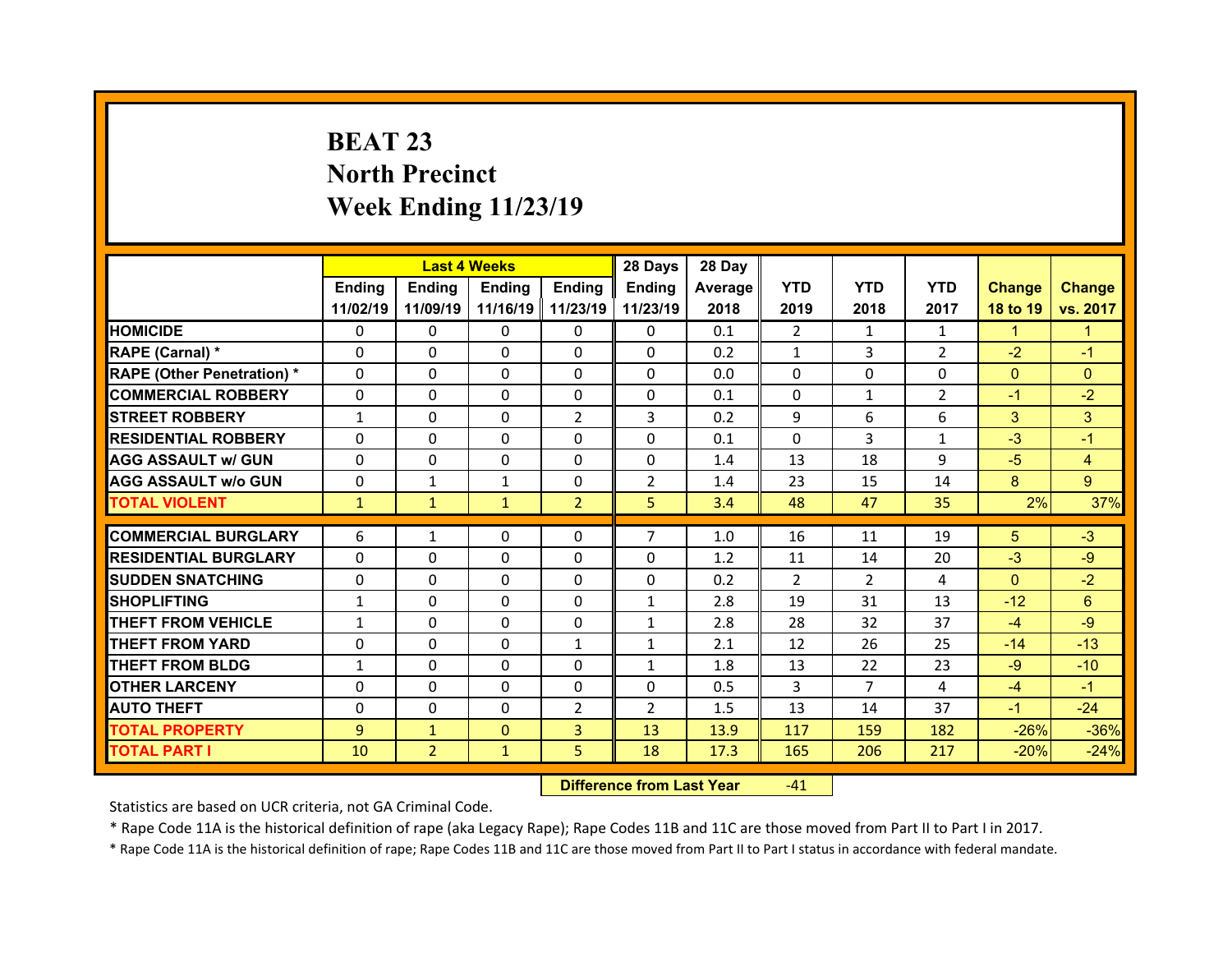# BEAT 23
## North Precinct
## Week Ending 11/23/19

| | Last 4 Weeks | | | | 28 Days | 28 Day | | | | | |
|---|---|---|---|---|---|---|---|---|---|---|---|
| | Ending 11/02/19 | Ending 11/09/19 | Ending 11/16/19 | Ending 11/23/19 | Ending 11/23/19 | Average 2018 | YTD 2019 | YTD 2018 | YTD 2017 | Change 18 to 19 | Change vs. 2017 |
| HOMICIDE | 0 | 0 | 0 | 0 | 0 | 0.1 | 2 | 1 | 1 | 1 | 1 |
| RAPE (Carnal) * | 0 | 0 | 0 | 0 | 0 | 0.2 | 1 | 3 | 2 | -2 | -1 |
| RAPE (Other Penetration) * | 0 | 0 | 0 | 0 | 0 | 0.0 | 0 | 0 | 0 | 0 | 0 |
| COMMERCIAL ROBBERY | 0 | 0 | 0 | 0 | 0 | 0.1 | 0 | 1 | 2 | -1 | -2 |
| STREET ROBBERY | 1 | 0 | 0 | 2 | 3 | 0.2 | 9 | 6 | 6 | 3 | 3 |
| RESIDENTIAL ROBBERY | 0 | 0 | 0 | 0 | 0 | 0.1 | 0 | 3 | 1 | -3 | -1 |
| AGG ASSAULT w/ GUN | 0 | 0 | 0 | 0 | 0 | 1.4 | 13 | 18 | 9 | -5 | 4 |
| AGG ASSAULT w/o GUN | 0 | 1 | 1 | 0 | 2 | 1.4 | 23 | 15 | 14 | 8 | 9 |
| TOTAL VIOLENT | 1 | 1 | 1 | 2 | 5 | 3.4 | 48 | 47 | 35 | 2% | 37% |
| COMMERCIAL BURGLARY | 6 | 1 | 0 | 0 | 7 | 1.0 | 16 | 11 | 19 | 5 | -3 |
| RESIDENTIAL BURGLARY | 0 | 0 | 0 | 0 | 0 | 1.2 | 11 | 14 | 20 | -3 | -9 |
| SUDDEN SNATCHING | 0 | 0 | 0 | 0 | 0 | 0.2 | 2 | 2 | 4 | 0 | -2 |
| SHOPLIFTING | 1 | 0 | 0 | 0 | 1 | 2.8 | 19 | 31 | 13 | -12 | 6 |
| THEFT FROM VEHICLE | 1 | 0 | 0 | 0 | 1 | 2.8 | 28 | 32 | 37 | -4 | -9 |
| THEFT FROM YARD | 0 | 0 | 0 | 1 | 1 | 2.1 | 12 | 26 | 25 | -14 | -13 |
| THEFT FROM BLDG | 1 | 0 | 0 | 0 | 1 | 1.8 | 13 | 22 | 23 | -9 | -10 |
| OTHER LARCENY | 0 | 0 | 0 | 0 | 0 | 0.5 | 3 | 7 | 4 | -4 | -1 |
| AUTO THEFT | 0 | 0 | 0 | 2 | 2 | 1.5 | 13 | 14 | 37 | -1 | -24 |
| TOTAL PROPERTY | 9 | 1 | 0 | 3 | 13 | 13.9 | 117 | 159 | 182 | -26% | -36% |
| TOTAL PART I | 10 | 2 | 1 | 5 | 18 | 17.3 | 165 | 206 | 217 | -20% | -24% |

| Difference from Last Year | -41 |
|---|---|

Statistics are based on UCR criteria, not GA Criminal Code.

* Rape Code 11A is the historical definition of rape (aka Legacy Rape); Rape Codes 11B and 11C are those moved from Part II to Part I in 2017.

* Rape Code 11A is the historical definition of rape; Rape Codes 11B and 11C are those moved from Part II to Part I status in accordance with federal mandate.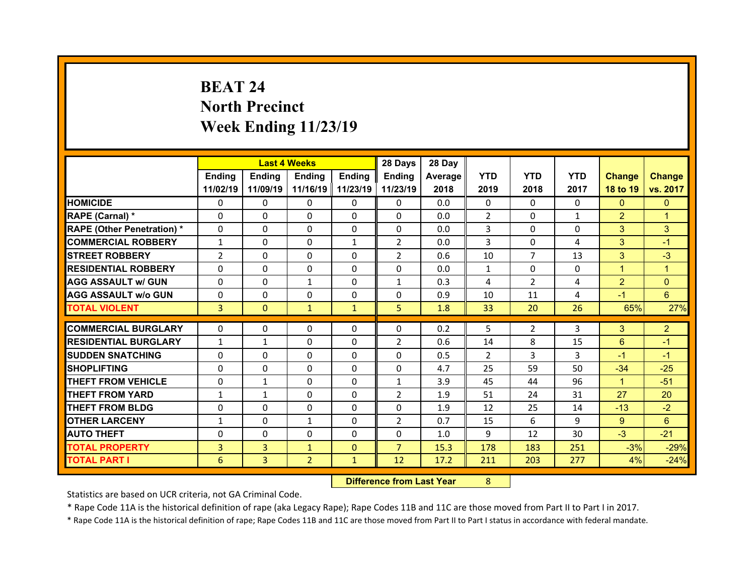# BEAT 24
## North Precinct
## Week Ending 11/23/19

| | Last 4 Weeks | | | | 28 Days | 28 Day | | | | | |
|---|---|---|---|---|---|---|---|---|---|---|---|
| | Ending 11/02/19 | Ending 11/09/19 | Ending 11/16/19 | Ending 11/23/19 | Ending 11/23/19 | Average 2018 | YTD 2019 | YTD 2018 | YTD 2017 | Change 18 to 19 | Change vs. 2017 |
| HOMICIDE | 0 | 0 | 0 | 0 | 0 | 0.0 | 0 | 0 | 0 | 0 | 0 |
| RAPE (Carnal) * | 0 | 0 | 0 | 0 | 0 | 0.0 | 2 | 0 | 1 | 2 | 1 |
| RAPE (Other Penetration) * | 0 | 0 | 0 | 0 | 0 | 0.0 | 3 | 0 | 0 | 3 | 3 |
| COMMERCIAL ROBBERY | 1 | 0 | 0 | 1 | 2 | 0.0 | 3 | 0 | 4 | 3 | -1 |
| STREET ROBBERY | 2 | 0 | 0 | 0 | 2 | 0.6 | 10 | 7 | 13 | 3 | -3 |
| RESIDENTIAL ROBBERY | 0 | 0 | 0 | 0 | 0 | 0.0 | 1 | 0 | 0 | 1 | 1 |
| AGG ASSAULT w/ GUN | 0 | 0 | 1 | 0 | 1 | 0.3 | 4 | 2 | 4 | 2 | 0 |
| AGG ASSAULT w/o GUN | 0 | 0 | 0 | 0 | 0 | 0.9 | 10 | 11 | 4 | -1 | 6 |
| TOTAL VIOLENT | 3 | 0 | 1 | 1 | 5 | 1.8 | 33 | 20 | 26 | 65% | 27% |
| COMMERCIAL BURGLARY | 0 | 0 | 0 | 0 | 0 | 0.2 | 5 | 2 | 3 | 3 | 2 |
| RESIDENTIAL BURGLARY | 1 | 1 | 0 | 0 | 2 | 0.6 | 14 | 8 | 15 | 6 | -1 |
| SUDDEN SNATCHING | 0 | 0 | 0 | 0 | 0 | 0.5 | 2 | 3 | 3 | -1 | -1 |
| SHOPLIFTING | 0 | 0 | 0 | 0 | 0 | 4.7 | 25 | 59 | 50 | -34 | -25 |
| THEFT FROM VEHICLE | 0 | 1 | 0 | 0 | 1 | 3.9 | 45 | 44 | 96 | 1 | -51 |
| THEFT FROM YARD | 1 | 1 | 0 | 0 | 2 | 1.9 | 51 | 24 | 31 | 27 | 20 |
| THEFT FROM BLDG | 0 | 0 | 0 | 0 | 0 | 1.9 | 12 | 25 | 14 | -13 | -2 |
| OTHER LARCENY | 1 | 0 | 1 | 0 | 2 | 0.7 | 15 | 6 | 9 | 9 | 6 |
| AUTO THEFT | 0 | 0 | 0 | 0 | 0 | 1.0 | 9 | 12 | 30 | -3 | -21 |
| TOTAL PROPERTY | 3 | 3 | 1 | 0 | 7 | 15.3 | 178 | 183 | 251 | -3% | -29% |
| TOTAL PART I | 6 | 3 | 2 | 1 | 12 | 17.2 | 211 | 203 | 277 | 4% | -24% |

**Difference from Last Year** 8

Statistics are based on UCR criteria, not GA Criminal Code.

* Rape Code 11A is the historical definition of rape (aka Legacy Rape); Rape Codes 11B and 11C are those moved from Part II to Part I in 2017.

* Rape Code 11A is the historical definition of rape; Rape Codes 11B and 11C are those moved from Part II to Part I status in accordance with federal mandate.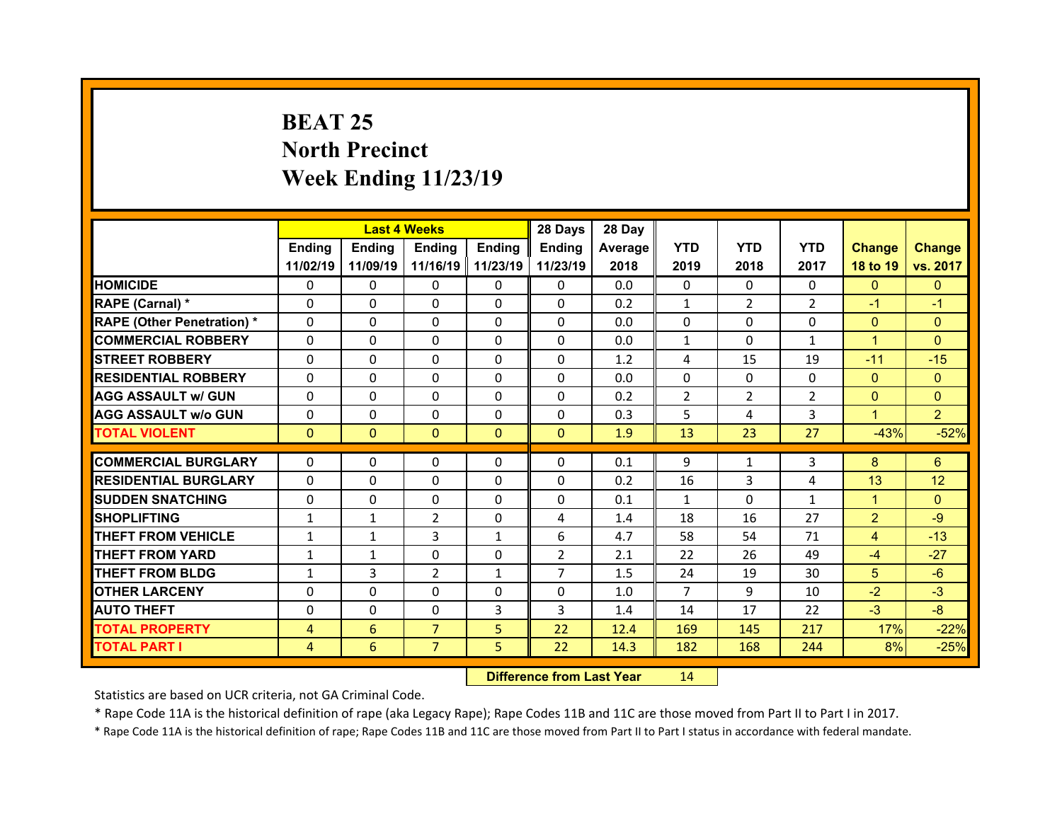# BEAT 25
## North Precinct
## Week Ending 11/23/19

| | Last 4 Weeks | | | | 28 Days | 28 Day | | | | | |
|---|---|---|---|---|---|---|---|---|---|---|---|
| | Ending 11/02/19 | Ending 11/09/19 | Ending 11/16/19 | Ending 11/23/19 | Ending 11/23/19 | Average 2018 | YTD 2019 | YTD 2018 | YTD 2017 | Change 18 to 19 | Change vs. 2017 |
| HOMICIDE | 0 | 0 | 0 | 0 | 0 | 0.0 | 0 | 0 | 0 | 0 | 0 |
| RAPE (Carnal) * | 0 | 0 | 0 | 0 | 0 | 0.2 | 1 | 2 | 2 | -1 | -1 |
| RAPE (Other Penetration) * | 0 | 0 | 0 | 0 | 0 | 0.0 | 0 | 0 | 0 | 0 | 0 |
| COMMERCIAL ROBBERY | 0 | 0 | 0 | 0 | 0 | 0.0 | 1 | 0 | 1 | 1 | 0 |
| STREET ROBBERY | 0 | 0 | 0 | 0 | 0 | 1.2 | 4 | 15 | 19 | -11 | -15 |
| RESIDENTIAL ROBBERY | 0 | 0 | 0 | 0 | 0 | 0.0 | 0 | 0 | 0 | 0 | 0 |
| AGG ASSAULT w/ GUN | 0 | 0 | 0 | 0 | 0 | 0.2 | 2 | 2 | 2 | 0 | 0 |
| AGG ASSAULT w/o GUN | 0 | 0 | 0 | 0 | 0 | 0.3 | 5 | 4 | 3 | 1 | 2 |
| TOTAL VIOLENT | 0 | 0 | 0 | 0 | 0 | 1.9 | 13 | 23 | 27 | -43% | -52% |
| COMMERCIAL BURGLARY | 0 | 0 | 0 | 0 | 0 | 0.1 | 9 | 1 | 3 | 8 | 6 |
| RESIDENTIAL BURGLARY | 0 | 0 | 0 | 0 | 0 | 0.2 | 16 | 3 | 4 | 13 | 12 |
| SUDDEN SNATCHING | 0 | 0 | 0 | 0 | 0 | 0.1 | 1 | 0 | 1 | 1 | 0 |
| SHOPLIFTING | 1 | 1 | 2 | 0 | 4 | 1.4 | 18 | 16 | 27 | 2 | -9 |
| THEFT FROM VEHICLE | 1 | 1 | 3 | 1 | 6 | 4.7 | 58 | 54 | 71 | 4 | -13 |
| THEFT FROM YARD | 1 | 1 | 0 | 0 | 2 | 2.1 | 22 | 26 | 49 | -4 | -27 |
| THEFT FROM BLDG | 1 | 3 | 2 | 1 | 7 | 1.5 | 24 | 19 | 30 | 5 | -6 |
| OTHER LARCENY | 0 | 0 | 0 | 0 | 0 | 1.0 | 7 | 9 | 10 | -2 | -3 |
| AUTO THEFT | 0 | 0 | 0 | 3 | 3 | 1.4 | 14 | 17 | 22 | -3 | -8 |
| TOTAL PROPERTY | 4 | 6 | 7 | 5 | 22 | 12.4 | 169 | 145 | 217 | 17% | -22% |
| TOTAL PART I | 4 | 6 | 7 | 5 | 22 | 14.3 | 182 | 168 | 244 | 8% | -25% |

| Difference from Last Year | 14 |
|---|---|

Statistics are based on UCR criteria, not GA Criminal Code.

* Rape Code 11A is the historical definition of rape (aka Legacy Rape); Rape Codes 11B and 11C are those moved from Part II to Part I in 2017.

* Rape Code 11A is the historical definition of rape; Rape Codes 11B and 11C are those moved from Part II to Part I status in accordance with federal mandate.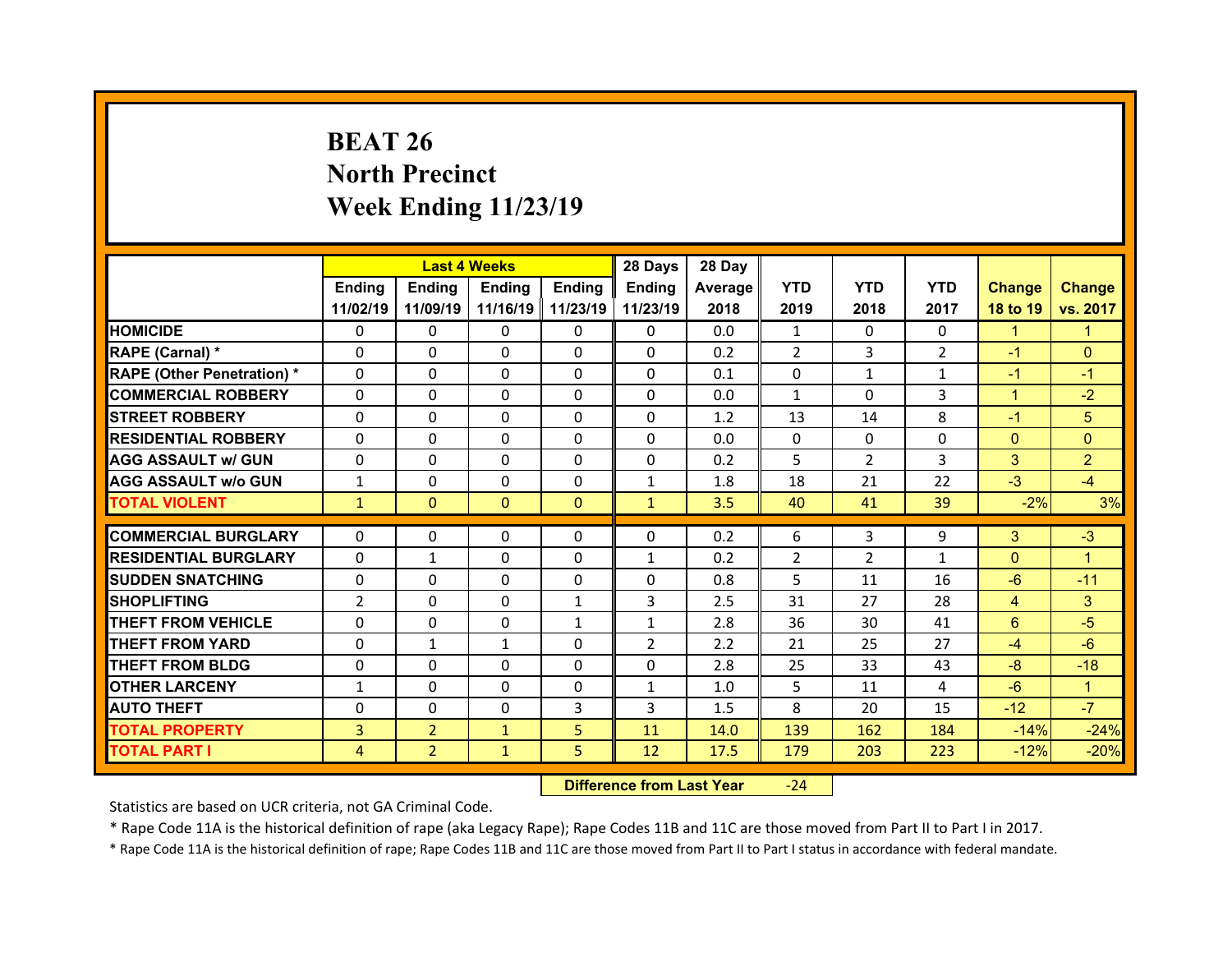# BEAT 26
## North Precinct
## Week Ending 11/23/19

| | Last 4 Weeks | | | | 28 Days | 28 Day | | | | | |
|---|---|---|---|---|---|---|---|---|---|---|---|
| | Ending 11/02/19 | Ending 11/09/19 | Ending 11/16/19 | Ending 11/23/19 | Ending 11/23/19 | Average 2018 | YTD 2019 | YTD 2018 | YTD 2017 | Change 18 to 19 | Change vs. 2017 |
| HOMICIDE | 0 | 0 | 0 | 0 | 0 | 0.0 | 1 | 0 | 0 | 1 | 1 |
| RAPE (Carnal) * | 0 | 0 | 0 | 0 | 0 | 0.2 | 2 | 3 | 2 | -1 | 0 |
| RAPE (Other Penetration) * | 0 | 0 | 0 | 0 | 0 | 0.1 | 0 | 1 | 1 | -1 | -1 |
| COMMERCIAL ROBBERY | 0 | 0 | 0 | 0 | 0 | 0.0 | 1 | 0 | 3 | 1 | -2 |
| STREET ROBBERY | 0 | 0 | 0 | 0 | 0 | 1.2 | 13 | 14 | 8 | -1 | 5 |
| RESIDENTIAL ROBBERY | 0 | 0 | 0 | 0 | 0 | 0.0 | 0 | 0 | 0 | 0 | 0 |
| AGG ASSAULT w/ GUN | 0 | 0 | 0 | 0 | 0 | 0.2 | 5 | 2 | 3 | 3 | 2 |
| AGG ASSAULT w/o GUN | 1 | 0 | 0 | 0 | 1 | 1.8 | 18 | 21 | 22 | -3 | -4 |
| TOTAL VIOLENT | 1 | 0 | 0 | 0 | 1 | 3.5 | 40 | 41 | 39 | -2% | 3% |
| COMMERCIAL BURGLARY | 0 | 0 | 0 | 0 | 0 | 0.2 | 6 | 3 | 9 | 3 | -3 |
| RESIDENTIAL BURGLARY | 0 | 1 | 0 | 0 | 1 | 0.2 | 2 | 2 | 1 | 0 | 1 |
| SUDDEN SNATCHING | 0 | 0 | 0 | 0 | 0 | 0.8 | 5 | 11 | 16 | -6 | -11 |
| SHOPLIFTING | 2 | 0 | 0 | 1 | 3 | 2.5 | 31 | 27 | 28 | 4 | 3 |
| THEFT FROM VEHICLE | 0 | 0 | 0 | 1 | 1 | 2.8 | 36 | 30 | 41 | 6 | -5 |
| THEFT FROM YARD | 0 | 1 | 1 | 0 | 2 | 2.2 | 21 | 25 | 27 | -4 | -6 |
| THEFT FROM BLDG | 0 | 0 | 0 | 0 | 0 | 2.8 | 25 | 33 | 43 | -8 | -18 |
| OTHER LARCENY | 1 | 0 | 0 | 0 | 1 | 1.0 | 5 | 11 | 4 | -6 | 1 |
| AUTO THEFT | 0 | 0 | 0 | 3 | 3 | 1.5 | 8 | 20 | 15 | -12 | -7 |
| TOTAL PROPERTY | 3 | 2 | 1 | 5 | 11 | 14.0 | 139 | 162 | 184 | -14% | -24% |
| TOTAL PART I | 4 | 2 | 1 | 5 | 12 | 17.5 | 179 | 203 | 223 | -12% | -20% |

**Difference from Last Year** -24

Statistics are based on UCR criteria, not GA Criminal Code.

* Rape Code 11A is the historical definition of rape (aka Legacy Rape); Rape Codes 11B and 11C are those moved from Part II to Part I in 2017.

* Rape Code 11A is the historical definition of rape; Rape Codes 11B and 11C are those moved from Part II to Part I status in accordance with federal mandate.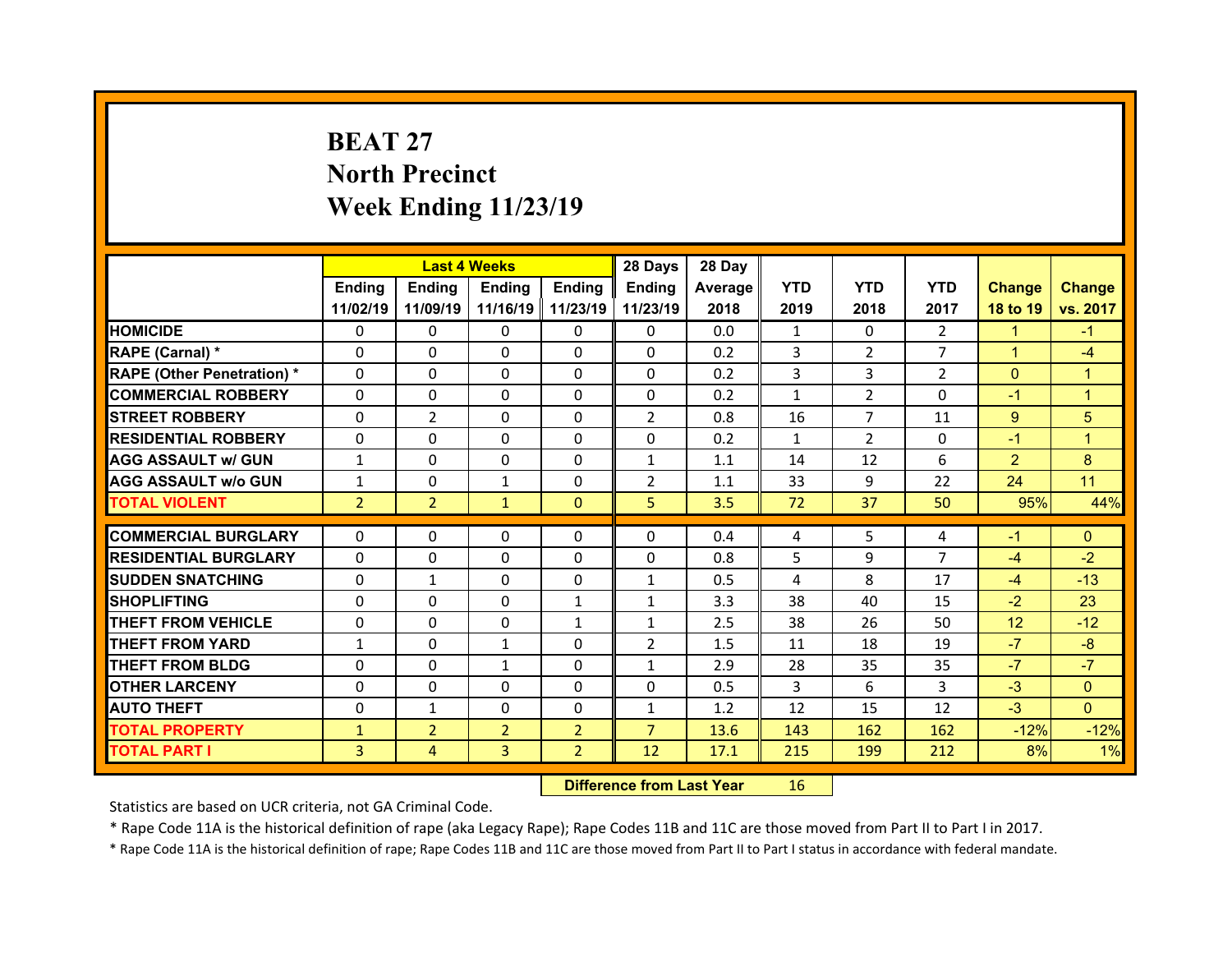# BEAT 27
## North Precinct
## Week Ending 11/23/19

| | Last 4 Weeks | | | | 28 Days | 28 Day | | | | | |
|---|---|---|---|---|---|---|---|---|---|---|---|
| | Ending 11/02/19 | Ending 11/09/19 | Ending 11/16/19 | Ending 11/23/19 | Ending 11/23/19 | Average 2018 | YTD 2019 | YTD 2018 | YTD 2017 | Change 18 to 19 | Change vs. 2017 |
| HOMICIDE | 0 | 0 | 0 | 0 | 0 | 0.0 | 1 | 0 | 2 | 1 | -1 |
| RAPE (Carnal) * | 0 | 0 | 0 | 0 | 0 | 0.2 | 3 | 2 | 7 | 1 | -4 |
| RAPE (Other Penetration) * | 0 | 0 | 0 | 0 | 0 | 0.2 | 3 | 3 | 2 | 0 | 1 |
| COMMERCIAL ROBBERY | 0 | 0 | 0 | 0 | 0 | 0.2 | 1 | 2 | 0 | -1 | 1 |
| STREET ROBBERY | 0 | 2 | 0 | 0 | 2 | 0.8 | 16 | 7 | 11 | 9 | 5 |
| RESIDENTIAL ROBBERY | 0 | 0 | 0 | 0 | 0 | 0.2 | 1 | 2 | 0 | -1 | 1 |
| AGG ASSAULT w/ GUN | 1 | 0 | 0 | 0 | 1 | 1.1 | 14 | 12 | 6 | 2 | 8 |
| AGG ASSAULT w/o GUN | 1 | 0 | 1 | 0 | 2 | 1.1 | 33 | 9 | 22 | 24 | 11 |
| TOTAL VIOLENT | 2 | 2 | 1 | 0 | 5 | 3.5 | 72 | 37 | 50 | 95% | 44% |
| COMMERCIAL BURGLARY | 0 | 0 | 0 | 0 | 0 | 0.4 | 4 | 5 | 4 | -1 | 0 |
| RESIDENTIAL BURGLARY | 0 | 0 | 0 | 0 | 0 | 0.8 | 5 | 9 | 7 | -4 | -2 |
| SUDDEN SNATCHING | 0 | 1 | 0 | 0 | 1 | 0.5 | 4 | 8 | 17 | -4 | -13 |
| SHOPLIFTING | 0 | 0 | 0 | 1 | 1 | 3.3 | 38 | 40 | 15 | -2 | 23 |
| THEFT FROM VEHICLE | 0 | 0 | 0 | 1 | 1 | 2.5 | 38 | 26 | 50 | 12 | -12 |
| THEFT FROM YARD | 1 | 0 | 1 | 0 | 2 | 1.5 | 11 | 18 | 19 | -7 | -8 |
| THEFT FROM BLDG | 0 | 0 | 1 | 0 | 1 | 2.9 | 28 | 35 | 35 | -7 | -7 |
| OTHER LARCENY | 0 | 0 | 0 | 0 | 0 | 0.5 | 3 | 6 | 3 | -3 | 0 |
| AUTO THEFT | 0 | 1 | 0 | 0 | 1 | 1.2 | 12 | 15 | 12 | -3 | 0 |
| TOTAL PROPERTY | 1 | 2 | 2 | 2 | 7 | 13.6 | 143 | 162 | 162 | -12% | -12% |
| TOTAL PART I | 3 | 4 | 3 | 2 | 12 | 17.1 | 215 | 199 | 212 | 8% | 1% |

**Difference from Last Year** 16

Statistics are based on UCR criteria, not GA Criminal Code.

* Rape Code 11A is the historical definition of rape (aka Legacy Rape); Rape Codes 11B and 11C are those moved from Part II to Part I in 2017.

* Rape Code 11A is the historical definition of rape; Rape Codes 11B and 11C are those moved from Part II to Part I status in accordance with federal mandate.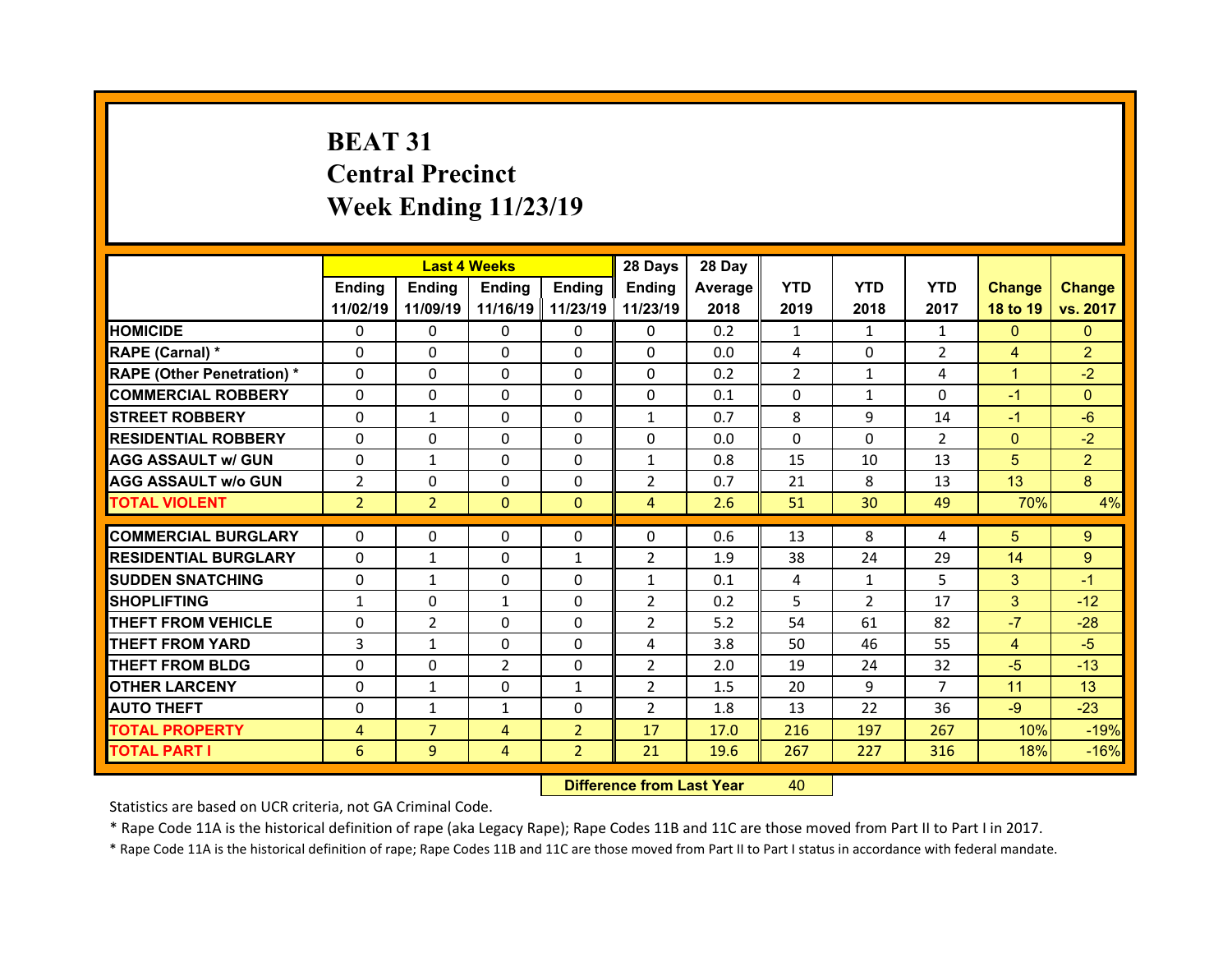# BEAT 31
## Central Precinct
## Week Ending 11/23/19

| | Last 4 Weeks | | | | 28 Days | 28 Day | | | | | |
|---|---|---|---|---|---|---|---|---|---|---|---|
| | Ending 11/02/19 | Ending 11/09/19 | Ending 11/16/19 | Ending 11/23/19 | Ending 11/23/19 | Average 2018 | YTD 2019 | YTD 2018 | YTD 2017 | Change 18 to 19 | Change vs. 2017 |
| HOMICIDE | 0 | 0 | 0 | 0 | 0 | 0.2 | 1 | 1 | 1 | 0 | 0 |
| RAPE (Carnal) * | 0 | 0 | 0 | 0 | 0 | 0.0 | 4 | 0 | 2 | 4 | 2 |
| RAPE (Other Penetration) * | 0 | 0 | 0 | 0 | 0 | 0.2 | 2 | 1 | 4 | 1 | -2 |
| COMMERCIAL ROBBERY | 0 | 0 | 0 | 0 | 0 | 0.1 | 0 | 1 | 0 | -1 | 0 |
| STREET ROBBERY | 0 | 1 | 0 | 0 | 1 | 0.7 | 8 | 9 | 14 | -1 | -6 |
| RESIDENTIAL ROBBERY | 0 | 0 | 0 | 0 | 0 | 0.0 | 0 | 0 | 2 | 0 | -2 |
| AGG ASSAULT w/ GUN | 0 | 1 | 0 | 0 | 1 | 0.8 | 15 | 10 | 13 | 5 | 2 |
| AGG ASSAULT w/o GUN | 2 | 0 | 0 | 0 | 2 | 0.7 | 21 | 8 | 13 | 13 | 8 |
| TOTAL VIOLENT | 2 | 2 | 0 | 0 | 4 | 2.6 | 51 | 30 | 49 | 70% | 4% |
| COMMERCIAL BURGLARY | 0 | 0 | 0 | 0 | 0 | 0.6 | 13 | 8 | 4 | 5 | 9 |
| RESIDENTIAL BURGLARY | 0 | 1 | 0 | 1 | 2 | 1.9 | 38 | 24 | 29 | 14 | 9 |
| SUDDEN SNATCHING | 0 | 1 | 0 | 0 | 1 | 0.1 | 4 | 1 | 5 | 3 | -1 |
| SHOPLIFTING | 1 | 0 | 1 | 0 | 2 | 0.2 | 5 | 2 | 17 | 3 | -12 |
| THEFT FROM VEHICLE | 0 | 2 | 0 | 0 | 2 | 5.2 | 54 | 61 | 82 | -7 | -28 |
| THEFT FROM YARD | 3 | 1 | 0 | 0 | 4 | 3.8 | 50 | 46 | 55 | 4 | -5 |
| THEFT FROM BLDG | 0 | 0 | 2 | 0 | 2 | 2.0 | 19 | 24 | 32 | -5 | -13 |
| OTHER LARCENY | 0 | 1 | 0 | 1 | 2 | 1.5 | 20 | 9 | 7 | 11 | 13 |
| AUTO THEFT | 0 | 1 | 1 | 0 | 2 | 1.8 | 13 | 22 | 36 | -9 | -23 |
| TOTAL PROPERTY | 4 | 7 | 4 | 2 | 17 | 17.0 | 216 | 197 | 267 | 10% | -19% |
| TOTAL PART I | 6 | 9 | 4 | 2 | 21 | 19.6 | 267 | 227 | 316 | 18% | -16% |

| Difference from Last Year | 40 |
|---|---|

Statistics are based on UCR criteria, not GA Criminal Code.

* Rape Code 11A is the historical definition of rape (aka Legacy Rape); Rape Codes 11B and 11C are those moved from Part II to Part I in 2017.

* Rape Code 11A is the historical definition of rape; Rape Codes 11B and 11C are those moved from Part II to Part I status in accordance with federal mandate.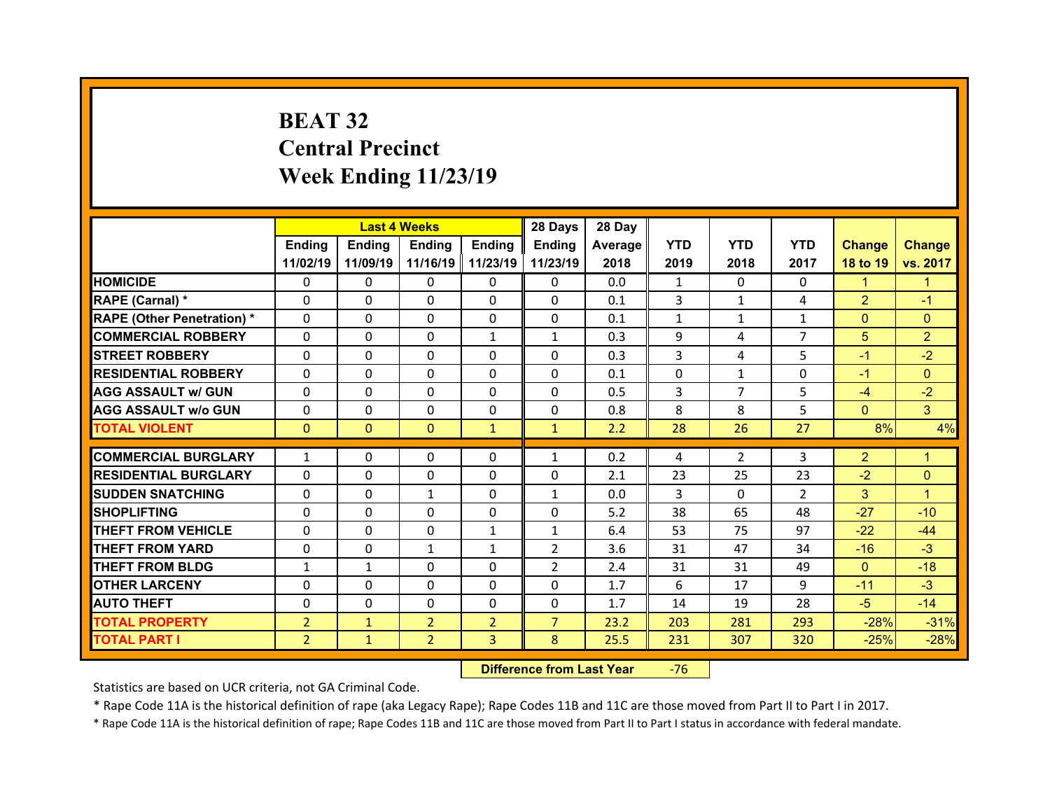# BEAT 32
## Central Precinct
## Week Ending 11/23/19

| | Last 4 Weeks | | | | 28 Days | 28 Day | | | | | |
|---|---|---|---|---|---|---|---|---|---|---|---|
| | Ending 11/02/19 | Ending 11/09/19 | Ending 11/16/19 | Ending 11/23/19 | Ending 11/23/19 | Average 2018 | YTD 2019 | YTD 2018 | YTD 2017 | Change 18 to 19 | Change vs. 2017 |
| **HOMICIDE** | 0 | 0 | 0 | 0 | 0 | 0.0 | 1 | 0 | 0 | 1 | 1 |
| **RAPE (Carnal) *** | 0 | 0 | 0 | 0 | 0 | 0.1 | 3 | 1 | 4 | 2 | -1 |
| **RAPE (Other Penetration) *** | 0 | 0 | 0 | 0 | 0 | 0.1 | 1 | 1 | 1 | 0 | 0 |
| **COMMERCIAL ROBBERY** | 0 | 0 | 0 | 1 | 1 | 0.3 | 9 | 4 | 7 | 5 | 2 |
| **STREET ROBBERY** | 0 | 0 | 0 | 0 | 0 | 0.3 | 3 | 4 | 5 | -1 | -2 |
| **RESIDENTIAL ROBBERY** | 0 | 0 | 0 | 0 | 0 | 0.1 | 0 | 1 | 0 | -1 | 0 |
| **AGG ASSAULT w/ GUN** | 0 | 0 | 0 | 0 | 0 | 0.5 | 3 | 7 | 5 | -4 | -2 |
| **AGG ASSAULT w/o GUN** | 0 | 0 | 0 | 0 | 0 | 0.8 | 8 | 8 | 5 | 0 | 3 |
| **TOTAL VIOLENT** | 0 | 0 | 0 | 1 | 1 | 2.2 | 28 | 26 | 27 | 8% | 4% |
| **COMMERCIAL BURGLARY** | 1 | 0 | 0 | 0 | 1 | 0.2 | 4 | 2 | 3 | 2 | 1 |
| **RESIDENTIAL BURGLARY** | 0 | 0 | 0 | 0 | 0 | 2.1 | 23 | 25 | 23 | -2 | 0 |
| **SUDDEN SNATCHING** | 0 | 0 | 1 | 0 | 1 | 0.0 | 3 | 0 | 2 | 3 | 1 |
| **SHOPLIFTING** | 0 | 0 | 0 | 0 | 0 | 5.2 | 38 | 65 | 48 | -27 | -10 |
| **THEFT FROM VEHICLE** | 0 | 0 | 0 | 1 | 1 | 6.4 | 53 | 75 | 97 | -22 | -44 |
| **THEFT FROM YARD** | 0 | 0 | 1 | 1 | 2 | 3.6 | 31 | 47 | 34 | -16 | -3 |
| **THEFT FROM BLDG** | 1 | 1 | 0 | 0 | 2 | 2.4 | 31 | 31 | 49 | 0 | -18 |
| **OTHER LARCENY** | 0 | 0 | 0 | 0 | 0 | 1.7 | 6 | 17 | 9 | -11 | -3 |
| **AUTO THEFT** | 0 | 0 | 0 | 0 | 0 | 1.7 | 14 | 19 | 28 | -5 | -14 |
| **TOTAL PROPERTY** | 2 | 1 | 2 | 2 | 7 | 23.2 | 203 | 281 | 293 | -28% | -31% |
| **TOTAL PART I** | 2 | 1 | 2 | 3 | 8 | 25.5 | 231 | 307 | 320 | -25% | -28% |

**Difference from Last Year** -76

Statistics are based on UCR criteria, not GA Criminal Code.

* Rape Code 11A is the historical definition of rape (aka Legacy Rape); Rape Codes 11B and 11C are those moved from Part II to Part I in 2017.

* Rape Code 11A is the historical definition of rape; Rape Codes 11B and 11C are those moved from Part II to Part I status in accordance with federal mandate.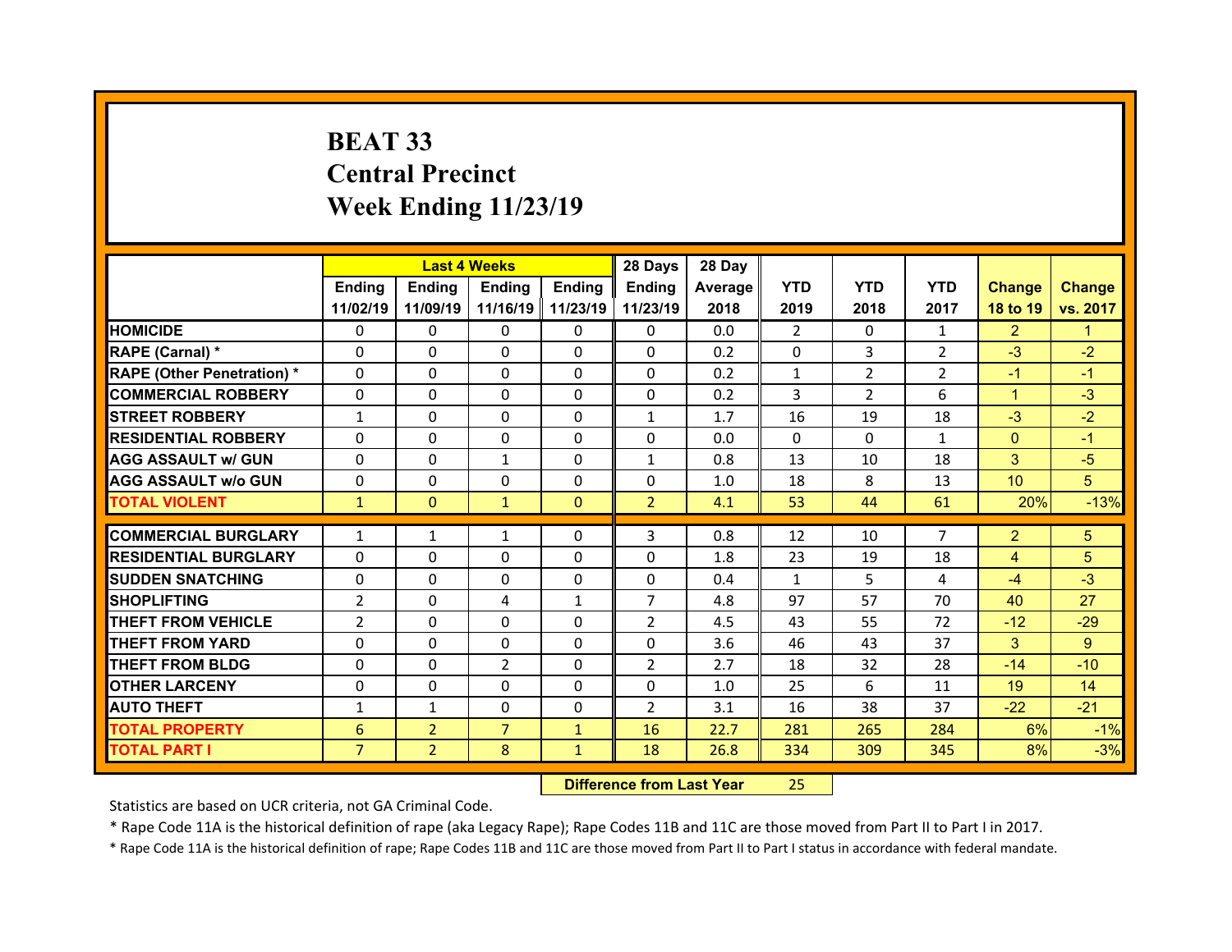# BEAT 33
## Central Precinct
## Week Ending 11/23/19

| | Last 4 Weeks | | | | 28 Days | 28 Day | | | | | |
|---|---|---|---|---|---|---|---|---|---|---|---|
| | Ending 11/02/19 | Ending 11/09/19 | Ending 11/16/19 | Ending 11/23/19 | Ending 11/23/19 | Average 2018 | YTD 2019 | YTD 2018 | YTD 2017 | Change 18 to 19 | Change vs. 2017 |
| HOMICIDE | 0 | 0 | 0 | 0 | 0 | 0.0 | 2 | 0 | 1 | 2 | 1 |
| RAPE (Carnal) * | 0 | 0 | 0 | 0 | 0 | 0.2 | 0 | 3 | 2 | -3 | -2 |
| RAPE (Other Penetration) * | 0 | 0 | 0 | 0 | 0 | 0.2 | 1 | 2 | 2 | -1 | -1 |
| COMMERCIAL ROBBERY | 0 | 0 | 0 | 0 | 0 | 0.2 | 3 | 2 | 6 | 1 | -3 |
| STREET ROBBERY | 1 | 0 | 0 | 0 | 1 | 1.7 | 16 | 19 | 18 | -3 | -2 |
| RESIDENTIAL ROBBERY | 0 | 0 | 0 | 0 | 0 | 0.0 | 0 | 0 | 1 | 0 | -1 |
| AGG ASSAULT w/ GUN | 0 | 0 | 1 | 0 | 1 | 0.8 | 13 | 10 | 18 | 3 | -5 |
| AGG ASSAULT w/o GUN | 0 | 0 | 0 | 0 | 0 | 1.0 | 18 | 8 | 13 | 10 | 5 |
| TOTAL VIOLENT | 1 | 0 | 1 | 0 | 2 | 4.1 | 53 | 44 | 61 | 20% | -13% |
| COMMERCIAL BURGLARY | 1 | 1 | 1 | 0 | 3 | 0.8 | 12 | 10 | 7 | 2 | 5 |
| RESIDENTIAL BURGLARY | 0 | 0 | 0 | 0 | 0 | 1.8 | 23 | 19 | 18 | 4 | 5 |
| SUDDEN SNATCHING | 0 | 0 | 0 | 0 | 0 | 0.4 | 1 | 5 | 4 | -4 | -3 |
| SHOPLIFTING | 2 | 0 | 4 | 1 | 7 | 4.8 | 97 | 57 | 70 | 40 | 27 |
| THEFT FROM VEHICLE | 2 | 0 | 0 | 0 | 2 | 4.5 | 43 | 55 | 72 | -12 | -29 |
| THEFT FROM YARD | 0 | 0 | 0 | 0 | 0 | 3.6 | 46 | 43 | 37 | 3 | 9 |
| THEFT FROM BLDG | 0 | 0 | 2 | 0 | 2 | 2.7 | 18 | 32 | 28 | -14 | -10 |
| OTHER LARCENY | 0 | 0 | 0 | 0 | 0 | 1.0 | 25 | 6 | 11 | 19 | 14 |
| AUTO THEFT | 1 | 1 | 0 | 0 | 2 | 3.1 | 16 | 38 | 37 | -22 | -21 |
| TOTAL PROPERTY | 6 | 2 | 7 | 1 | 16 | 22.7 | 281 | 265 | 284 | 6% | -1% |
| TOTAL PART I | 7 | 2 | 8 | 1 | 18 | 26.8 | 334 | 309 | 345 | 8% | -3% |

**Difference from Last Year** 25

Statistics are based on UCR criteria, not GA Criminal Code.

* Rape Code 11A is the historical definition of rape (aka Legacy Rape); Rape Codes 11B and 11C are those moved from Part II to Part I in 2017.

* Rape Code 11A is the historical definition of rape; Rape Codes 11B and 11C are those moved from Part II to Part I status in accordance with federal mandate.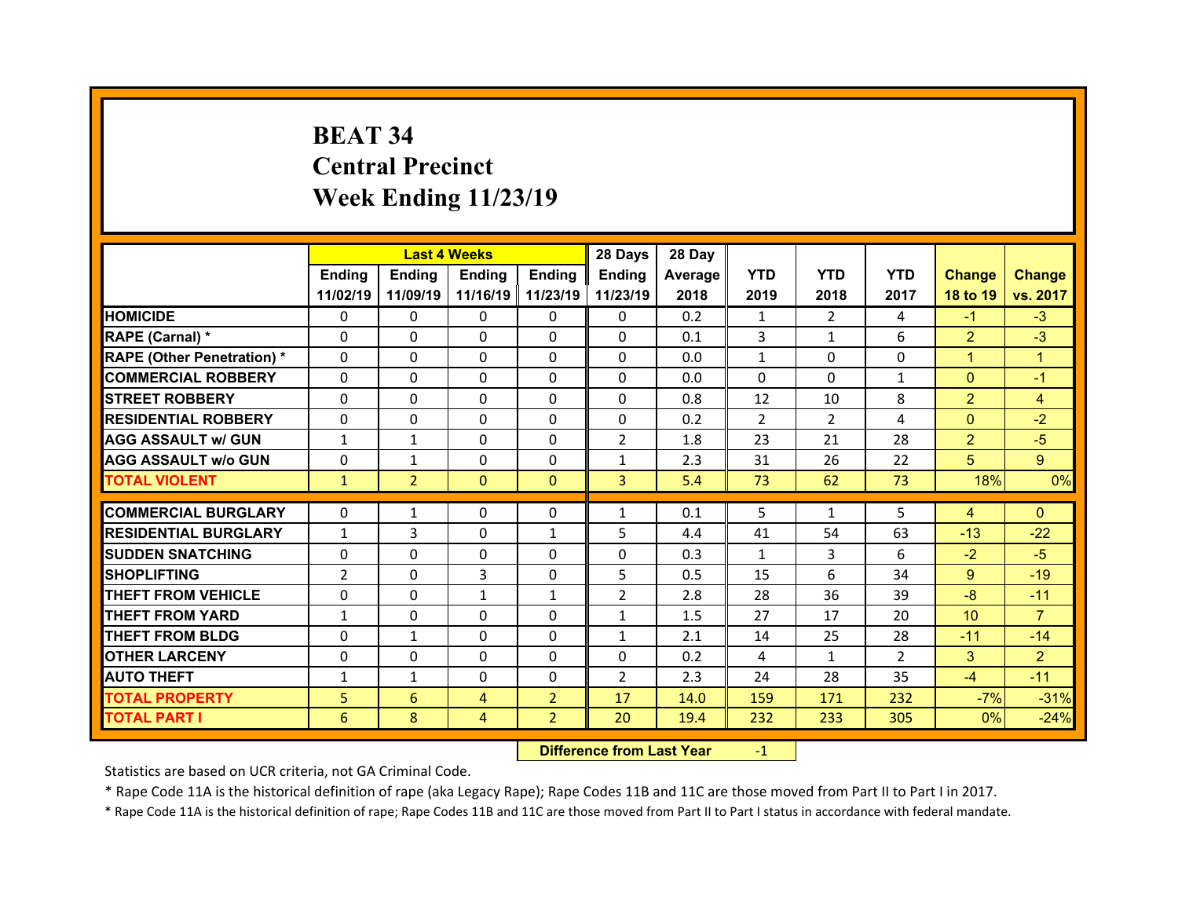# BEAT 34
# Central Precinct
# Week Ending 11/23/19

| | Last 4 Weeks | | | | 28 Days | 28 Day | | | | | |
|---|---|---|---|---|---|---|---|---|---|---|---|
| | Ending 11/02/19 | Ending 11/09/19 | Ending 11/16/19 | Ending 11/23/19 | Ending 11/23/19 | Average 2018 | YTD 2019 | YTD 2018 | YTD 2017 | Change 18 to 19 | Change vs. 2017 |
| HOMICIDE | 0 | 0 | 0 | 0 | 0 | 0.2 | 1 | 2 | 4 | -1 | -3 |
| RAPE (Carnal) * | 0 | 0 | 0 | 0 | 0 | 0.1 | 3 | 1 | 6 | 2 | -3 |
| RAPE (Other Penetration) * | 0 | 0 | 0 | 0 | 0 | 0.0 | 1 | 0 | 0 | 1 | 1 |
| COMMERCIAL ROBBERY | 0 | 0 | 0 | 0 | 0 | 0.0 | 0 | 0 | 1 | 0 | -1 |
| STREET ROBBERY | 0 | 0 | 0 | 0 | 0 | 0.8 | 12 | 10 | 8 | 2 | 4 |
| RESIDENTIAL ROBBERY | 0 | 0 | 0 | 0 | 0 | 0.2 | 2 | 2 | 4 | 0 | -2 |
| AGG ASSAULT w/ GUN | 1 | 1 | 0 | 0 | 2 | 1.8 | 23 | 21 | 28 | 2 | -5 |
| AGG ASSAULT w/o GUN | 0 | 1 | 0 | 0 | 1 | 2.3 | 31 | 26 | 22 | 5 | 9 |
| TOTAL VIOLENT | 1 | 2 | 0 | 0 | 3 | 5.4 | 73 | 62 | 73 | 18% | 0% |
| COMMERCIAL BURGLARY | 0 | 1 | 0 | 0 | 1 | 0.1 | 5 | 1 | 5 | 4 | 0 |
| RESIDENTIAL BURGLARY | 1 | 3 | 0 | 1 | 5 | 4.4 | 41 | 54 | 63 | -13 | -22 |
| SUDDEN SNATCHING | 0 | 0 | 0 | 0 | 0 | 0.3 | 1 | 3 | 6 | -2 | -5 |
| SHOPLIFTING | 2 | 0 | 3 | 0 | 5 | 0.5 | 15 | 6 | 34 | 9 | -19 |
| THEFT FROM VEHICLE | 0 | 0 | 1 | 1 | 2 | 2.8 | 28 | 36 | 39 | -8 | -11 |
| THEFT FROM YARD | 1 | 0 | 0 | 0 | 1 | 1.5 | 27 | 17 | 20 | 10 | 7 |
| THEFT FROM BLDG | 0 | 1 | 0 | 0 | 1 | 2.1 | 14 | 25 | 28 | -11 | -14 |
| OTHER LARCENY | 0 | 0 | 0 | 0 | 0 | 0.2 | 4 | 1 | 2 | 3 | 2 |
| AUTO THEFT | 1 | 1 | 0 | 0 | 2 | 2.3 | 24 | 28 | 35 | -4 | -11 |
| TOTAL PROPERTY | 5 | 6 | 4 | 2 | 17 | 14.0 | 159 | 171 | 232 | -7% | -31% |
| TOTAL PART I | 6 | 8 | 4 | 2 | 20 | 19.4 | 232 | 233 | 305 | 0% | -24% |

**Difference from Last Year** -1

Statistics are based on UCR criteria, not GA Criminal Code.

* Rape Code 11A is the historical definition of rape (aka Legacy Rape); Rape Codes 11B and 11C are those moved from Part II to Part I in 2017.

* Rape Code 11A is the historical definition of rape; Rape Codes 11B and 11C are those moved from Part II to Part I status in accordance with federal mandate.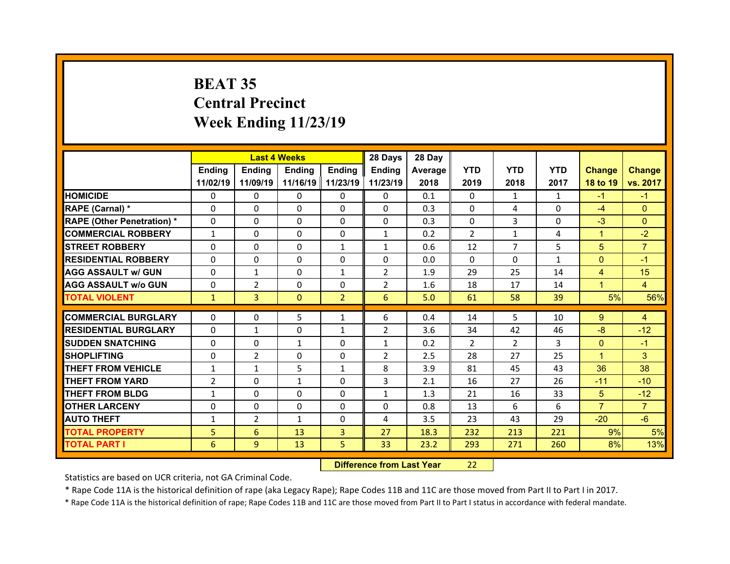# BEAT 35
## Central Precinct
## Week Ending 11/23/19

| | Last 4 Weeks | | | | 28 Days | 28 Day | | | | | |
|---|---|---|---|---|---|---|---|---|---|---|---|
| | Ending 11/02/19 | Ending 11/09/19 | Ending 11/16/19 | Ending 11/23/19 | Ending 11/23/19 | Average 2018 | YTD 2019 | YTD 2018 | YTD 2017 | Change 18 to 19 | Change vs. 2017 |
| HOMICIDE | 0 | 0 | 0 | 0 | 0 | 0.1 | 0 | 1 | 1 | -1 | -1 |
| RAPE (Carnal) * | 0 | 0 | 0 | 0 | 0 | 0.3 | 0 | 4 | 0 | -4 | 0 |
| RAPE (Other Penetration) * | 0 | 0 | 0 | 0 | 0 | 0.3 | 0 | 3 | 0 | -3 | 0 |
| COMMERCIAL ROBBERY | 1 | 0 | 0 | 0 | 1 | 0.2 | 2 | 1 | 4 | 1 | -2 |
| STREET ROBBERY | 0 | 0 | 0 | 1 | 1 | 0.6 | 12 | 7 | 5 | 5 | 7 |
| RESIDENTIAL ROBBERY | 0 | 0 | 0 | 0 | 0 | 0.0 | 0 | 0 | 1 | 0 | -1 |
| AGG ASSAULT w/ GUN | 0 | 1 | 0 | 1 | 2 | 1.9 | 29 | 25 | 14 | 4 | 15 |
| AGG ASSAULT w/o GUN | 0 | 2 | 0 | 0 | 2 | 1.6 | 18 | 17 | 14 | 1 | 4 |
| TOTAL VIOLENT | 1 | 3 | 0 | 2 | 6 | 5.0 | 61 | 58 | 39 | 5% | 56% |
| COMMERCIAL BURGLARY | 0 | 0 | 5 | 1 | 6 | 0.4 | 14 | 5 | 10 | 9 | 4 |
| RESIDENTIAL BURGLARY | 0 | 1 | 0 | 1 | 2 | 3.6 | 34 | 42 | 46 | -8 | -12 |
| SUDDEN SNATCHING | 0 | 0 | 1 | 0 | 1 | 0.2 | 2 | 2 | 3 | 0 | -1 |
| SHOPLIFTING | 0 | 2 | 0 | 0 | 2 | 2.5 | 28 | 27 | 25 | 1 | 3 |
| THEFT FROM VEHICLE | 1 | 1 | 5 | 1 | 8 | 3.9 | 81 | 45 | 43 | 36 | 38 |
| THEFT FROM YARD | 2 | 0 | 1 | 0 | 3 | 2.1 | 16 | 27 | 26 | -11 | -10 |
| THEFT FROM BLDG | 1 | 0 | 0 | 0 | 1 | 1.3 | 21 | 16 | 33 | 5 | -12 |
| OTHER LARCENY | 0 | 0 | 0 | 0 | 0 | 0.8 | 13 | 6 | 6 | 7 | 7 |
| AUTO THEFT | 1 | 2 | 1 | 0 | 4 | 3.5 | 23 | 43 | 29 | -20 | -6 |
| TOTAL PROPERTY | 5 | 6 | 13 | 3 | 27 | 18.3 | 232 | 213 | 221 | 9% | 5% |
| TOTAL PART I | 6 | 9 | 13 | 5 | 33 | 23.2 | 293 | 271 | 260 | 8% | 13% |

| Difference from Last Year | 22 |
|---|---|

Statistics are based on UCR criteria, not GA Criminal Code.

* Rape Code 11A is the historical definition of rape (aka Legacy Rape); Rape Codes 11B and 11C are those moved from Part II to Part I in 2017.

* Rape Code 11A is the historical definition of rape; Rape Codes 11B and 11C are those moved from Part II to Part I status in accordance with federal mandate.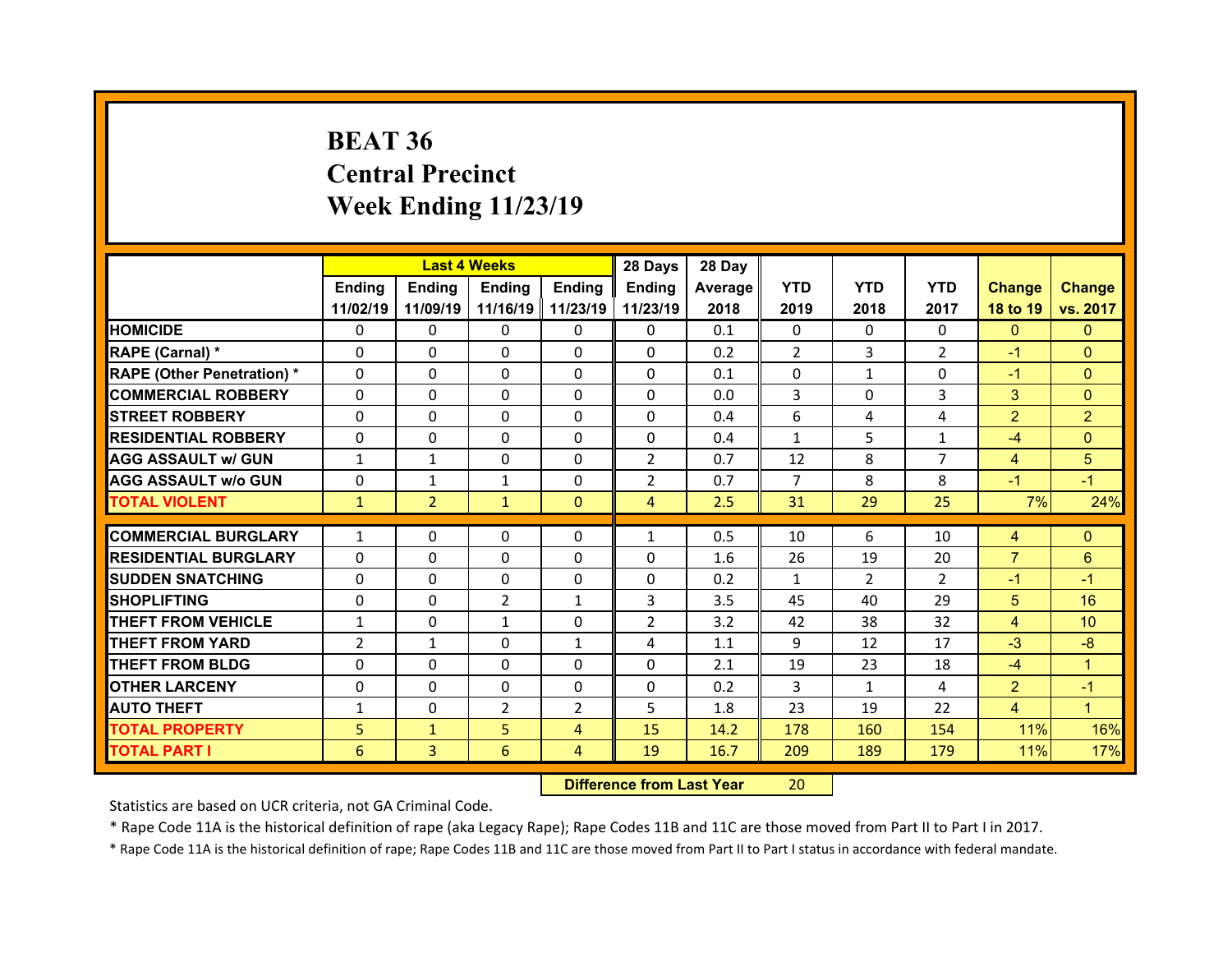# BEAT 36
# Central Precinct
# Week Ending 11/23/19

| | Last 4 Weeks | | | | 28 Days | 28 Day | | | | | |
|---|---|---|---|---|---|---|---|---|---|---|---|
| | Ending 11/02/19 | Ending 11/09/19 | Ending 11/16/19 | Ending 11/23/19 | Ending 11/23/19 | Average 2018 | YTD 2019 | YTD 2018 | YTD 2017 | Change 18 to 19 | Change vs. 2017 |
| HOMICIDE | 0 | 0 | 0 | 0 | 0 | 0.1 | 0 | 0 | 0 | 0 | 0 |
| RAPE (Carnal) * | 0 | 0 | 0 | 0 | 0 | 0.2 | 2 | 3 | 2 | -1 | 0 |
| RAPE (Other Penetration) * | 0 | 0 | 0 | 0 | 0 | 0.1 | 0 | 1 | 0 | -1 | 0 |
| COMMERCIAL ROBBERY | 0 | 0 | 0 | 0 | 0 | 0.0 | 3 | 0 | 3 | 3 | 0 |
| STREET ROBBERY | 0 | 0 | 0 | 0 | 0 | 0.4 | 6 | 4 | 4 | 2 | 2 |
| RESIDENTIAL ROBBERY | 0 | 0 | 0 | 0 | 0 | 0.4 | 1 | 5 | 1 | -4 | 0 |
| AGG ASSAULT w/ GUN | 1 | 1 | 0 | 0 | 2 | 0.7 | 12 | 8 | 7 | 4 | 5 |
| AGG ASSAULT w/o GUN | 0 | 1 | 1 | 0 | 2 | 0.7 | 7 | 8 | 8 | -1 | -1 |
| TOTAL VIOLENT | 1 | 2 | 1 | 0 | 4 | 2.5 | 31 | 29 | 25 | 7% | 24% |
| COMMERCIAL BURGLARY | 1 | 0 | 0 | 0 | 1 | 0.5 | 10 | 6 | 10 | 4 | 0 |
| RESIDENTIAL BURGLARY | 0 | 0 | 0 | 0 | 0 | 1.6 | 26 | 19 | 20 | 7 | 6 |
| SUDDEN SNATCHING | 0 | 0 | 0 | 0 | 0 | 0.2 | 1 | 2 | 2 | -1 | -1 |
| SHOPLIFTING | 0 | 0 | 2 | 1 | 3 | 3.5 | 45 | 40 | 29 | 5 | 16 |
| THEFT FROM VEHICLE | 1 | 0 | 1 | 0 | 2 | 3.2 | 42 | 38 | 32 | 4 | 10 |
| THEFT FROM YARD | 2 | 1 | 0 | 1 | 4 | 1.1 | 9 | 12 | 17 | -3 | -8 |
| THEFT FROM BLDG | 0 | 0 | 0 | 0 | 0 | 2.1 | 19 | 23 | 18 | -4 | 1 |
| OTHER LARCENY | 0 | 0 | 0 | 0 | 0 | 0.2 | 3 | 1 | 4 | 2 | -1 |
| AUTO THEFT | 1 | 0 | 2 | 2 | 5 | 1.8 | 23 | 19 | 22 | 4 | 1 |
| TOTAL PROPERTY | 5 | 1 | 5 | 4 | 15 | 14.2 | 178 | 160 | 154 | 11% | 16% |
| TOTAL PART I | 6 | 3 | 6 | 4 | 19 | 16.7 | 209 | 189 | 179 | 11% | 17% |

**Difference from Last Year** 20

Statistics are based on UCR criteria, not GA Criminal Code.

* Rape Code 11A is the historical definition of rape (aka Legacy Rape); Rape Codes 11B and 11C are those moved from Part II to Part I in 2017.

* Rape Code 11A is the historical definition of rape; Rape Codes 11B and 11C are those moved from Part II to Part I status in accordance with federal mandate.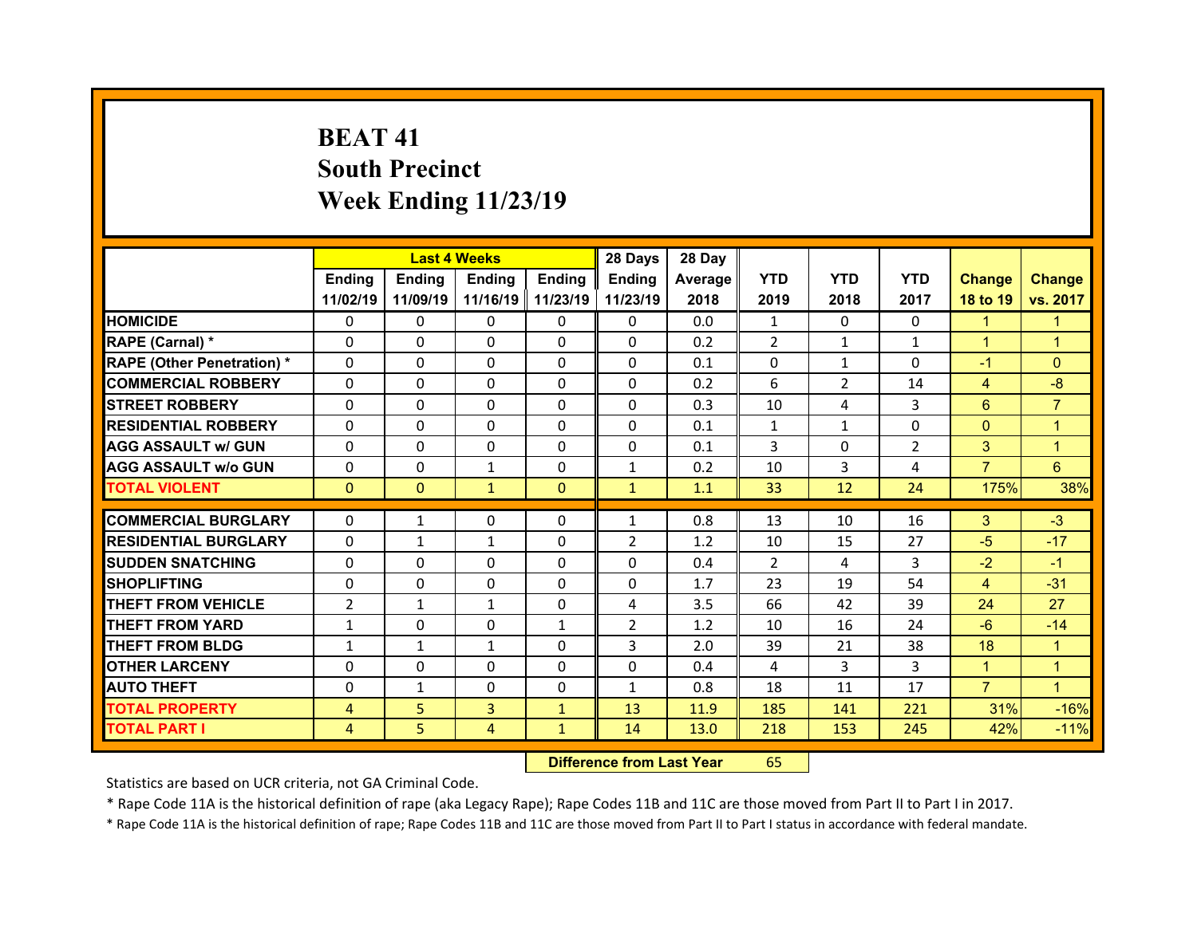# BEAT 41
## South Precinct
## Week Ending 11/23/19

| | Last 4 Weeks | | | | 28 Days | 28 Day | | | | | |
|---|---|---|---|---|---|---|---|---|---|---|---|
| | Ending 11/02/19 | Ending 11/09/19 | Ending 11/16/19 | Ending 11/23/19 | Ending 11/23/19 | Average 2018 | YTD 2019 | YTD 2018 | YTD 2017 | Change 18 to 19 | Change vs. 2017 |
| HOMICIDE | 0 | 0 | 0 | 0 | 0 | 0.0 | 1 | 0 | 0 | 1 | 1 |
| RAPE (Carnal) * | 0 | 0 | 0 | 0 | 0 | 0.2 | 2 | 1 | 1 | 1 | 1 |
| RAPE (Other Penetration) * | 0 | 0 | 0 | 0 | 0 | 0.1 | 0 | 1 | 0 | -1 | 0 |
| COMMERCIAL ROBBERY | 0 | 0 | 0 | 0 | 0 | 0.2 | 6 | 2 | 14 | 4 | -8 |
| STREET ROBBERY | 0 | 0 | 0 | 0 | 0 | 0.3 | 10 | 4 | 3 | 6 | 7 |
| RESIDENTIAL ROBBERY | 0 | 0 | 0 | 0 | 0 | 0.1 | 1 | 1 | 0 | 0 | 1 |
| AGG ASSAULT w/ GUN | 0 | 0 | 0 | 0 | 0 | 0.1 | 3 | 0 | 2 | 3 | 1 |
| AGG ASSAULT w/o GUN | 0 | 0 | 1 | 0 | 1 | 0.2 | 10 | 3 | 4 | 7 | 6 |
| TOTAL VIOLENT | 0 | 0 | 1 | 0 | 1 | 1.1 | 33 | 12 | 24 | 175% | 38% |
| COMMERCIAL BURGLARY | 0 | 1 | 0 | 0 | 1 | 0.8 | 13 | 10 | 16 | 3 | -3 |
| RESIDENTIAL BURGLARY | 0 | 1 | 1 | 0 | 2 | 1.2 | 10 | 15 | 27 | -5 | -17 |
| SUDDEN SNATCHING | 0 | 0 | 0 | 0 | 0 | 0.4 | 2 | 4 | 3 | -2 | -1 |
| SHOPLIFTING | 0 | 0 | 0 | 0 | 0 | 1.7 | 23 | 19 | 54 | 4 | -31 |
| THEFT FROM VEHICLE | 2 | 1 | 1 | 0 | 4 | 3.5 | 66 | 42 | 39 | 24 | 27 |
| THEFT FROM YARD | 1 | 0 | 0 | 1 | 2 | 1.2 | 10 | 16 | 24 | -6 | -14 |
| THEFT FROM BLDG | 1 | 1 | 1 | 0 | 3 | 2.0 | 39 | 21 | 38 | 18 | 1 |
| OTHER LARCENY | 0 | 0 | 0 | 0 | 0 | 0.4 | 4 | 3 | 3 | 1 | 1 |
| AUTO THEFT | 0 | 1 | 0 | 0 | 1 | 0.8 | 18 | 11 | 17 | 7 | 1 |
| TOTAL PROPERTY | 4 | 5 | 3 | 1 | 13 | 11.9 | 185 | 141 | 221 | 31% | -16% |
| TOTAL PART I | 4 | 5 | 4 | 1 | 14 | 13.0 | 218 | 153 | 245 | 42% | -11% |

**Difference from Last Year** 65

Statistics are based on UCR criteria, not GA Criminal Code.

* Rape Code 11A is the historical definition of rape (aka Legacy Rape); Rape Codes 11B and 11C are those moved from Part II to Part I in 2017.

* Rape Code 11A is the historical definition of rape; Rape Codes 11B and 11C are those moved from Part II to Part I status in accordance with federal mandate.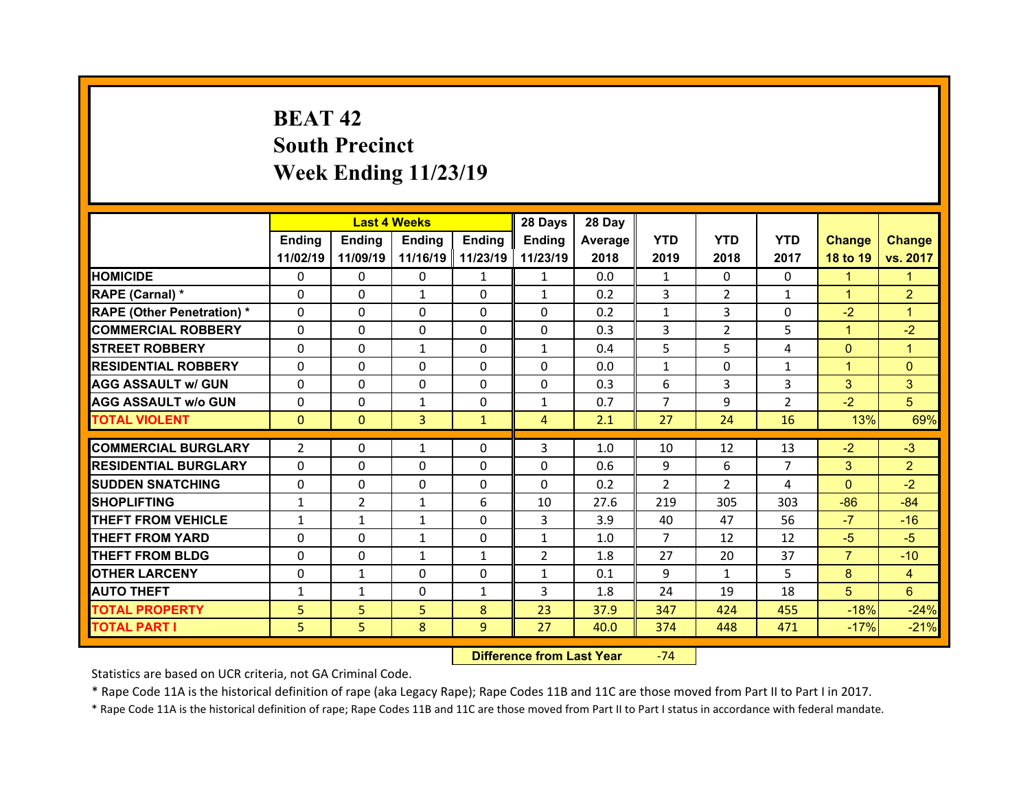# BEAT 42
## South Precinct
## Week Ending 11/23/19

| | Last 4 Weeks | | | | 28 Days | 28 Day | | | | | |
|---|---|---|---|---|---|---|---|---|---|---|---|
| | Ending 11/02/19 | Ending 11/09/19 | Ending 11/16/19 | Ending 11/23/19 | Ending 11/23/19 | Average 2018 | YTD 2019 | YTD 2018 | YTD 2017 | Change 18 to 19 | Change vs. 2017 |
| HOMICIDE | 0 | 0 | 0 | 1 | 1 | 0.0 | 1 | 0 | 0 | 1 | 1 |
| RAPE (Carnal) * | 0 | 0 | 1 | 0 | 1 | 0.2 | 3 | 2 | 1 | 1 | 2 |
| RAPE (Other Penetration) * | 0 | 0 | 0 | 0 | 0 | 0.2 | 1 | 3 | 0 | -2 | 1 |
| COMMERCIAL ROBBERY | 0 | 0 | 0 | 0 | 0 | 0.3 | 3 | 2 | 5 | 1 | -2 |
| STREET ROBBERY | 0 | 0 | 1 | 0 | 1 | 0.4 | 5 | 5 | 4 | 0 | 1 |
| RESIDENTIAL ROBBERY | 0 | 0 | 0 | 0 | 0 | 0.0 | 1 | 0 | 1 | 1 | 0 |
| AGG ASSAULT w/ GUN | 0 | 0 | 0 | 0 | 0 | 0.3 | 6 | 3 | 3 | 3 | 3 |
| AGG ASSAULT w/o GUN | 0 | 0 | 1 | 0 | 1 | 0.7 | 7 | 9 | 2 | -2 | 5 |
| TOTAL VIOLENT | 0 | 0 | 3 | 1 | 4 | 2.1 | 27 | 24 | 16 | 13% | 69% |
| COMMERCIAL BURGLARY | 2 | 0 | 1 | 0 | 3 | 1.0 | 10 | 12 | 13 | -2 | -3 |
| RESIDENTIAL BURGLARY | 0 | 0 | 0 | 0 | 0 | 0.6 | 9 | 6 | 7 | 3 | 2 |
| SUDDEN SNATCHING | 0 | 0 | 0 | 0 | 0 | 0.2 | 2 | 2 | 4 | 0 | -2 |
| SHOPLIFTING | 1 | 2 | 1 | 6 | 10 | 27.6 | 219 | 305 | 303 | -86 | -84 |
| THEFT FROM VEHICLE | 1 | 1 | 1 | 0 | 3 | 3.9 | 40 | 47 | 56 | -7 | -16 |
| THEFT FROM YARD | 0 | 0 | 1 | 0 | 1 | 1.0 | 7 | 12 | 12 | -5 | -5 |
| THEFT FROM BLDG | 0 | 0 | 1 | 1 | 2 | 1.8 | 27 | 20 | 37 | 7 | -10 |
| OTHER LARCENY | 0 | 1 | 0 | 0 | 1 | 0.1 | 9 | 1 | 5 | 8 | 4 |
| AUTO THEFT | 1 | 1 | 0 | 1 | 3 | 1.8 | 24 | 19 | 18 | 5 | 6 |
| TOTAL PROPERTY | 5 | 5 | 5 | 8 | 23 | 37.9 | 347 | 424 | 455 | -18% | -24% |
| TOTAL PART I | 5 | 5 | 8 | 9 | 27 | 40.0 | 374 | 448 | 471 | -17% | -21% |

**Difference from Last Year** -74

Statistics are based on UCR criteria, not GA Criminal Code.

* Rape Code 11A is the historical definition of rape (aka Legacy Rape); Rape Codes 11B and 11C are those moved from Part II to Part I in 2017.

* Rape Code 11A is the historical definition of rape; Rape Codes 11B and 11C are those moved from Part II to Part I status in accordance with federal mandate.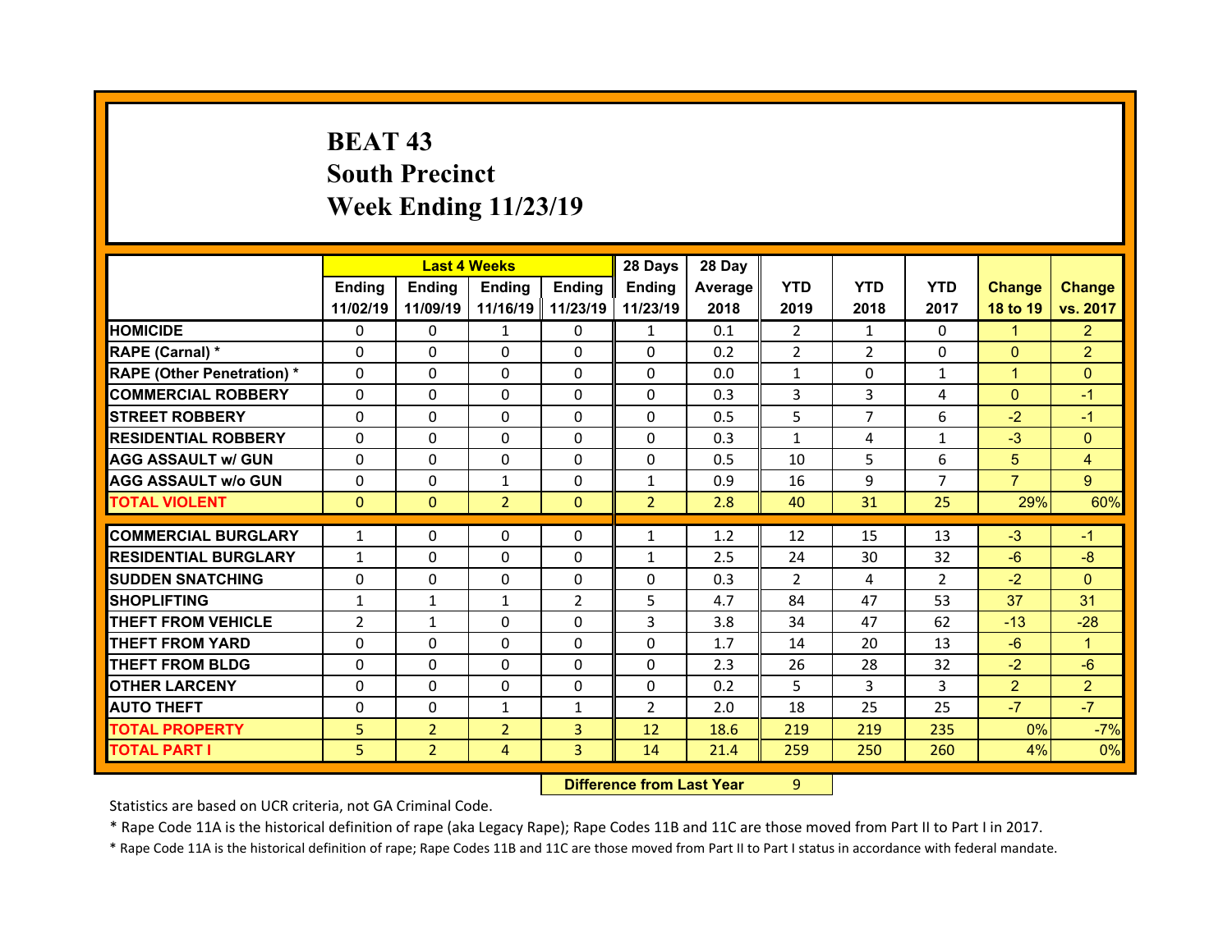# BEAT 43
## South Precinct
## Week Ending 11/23/19

| | Last 4 Weeks | | | | 28 Days | 28 Day | | | | | |
|---|---|---|---|---|---|---|---|---|---|---|---|
| | Ending 11/02/19 | Ending 11/09/19 | Ending 11/16/19 | Ending 11/23/19 | Ending 11/23/19 | Average 2018 | YTD 2019 | YTD 2018 | YTD 2017 | Change 18 to 19 | Change vs. 2017 |
| HOMICIDE | 0 | 0 | 1 | 0 | 1 | 0.1 | 2 | 1 | 0 | 1 | 2 |
| RAPE (Carnal) * | 0 | 0 | 0 | 0 | 0 | 0.2 | 2 | 2 | 0 | 0 | 2 |
| RAPE (Other Penetration) * | 0 | 0 | 0 | 0 | 0 | 0.0 | 1 | 0 | 1 | 1 | 0 |
| COMMERCIAL ROBBERY | 0 | 0 | 0 | 0 | 0 | 0.3 | 3 | 3 | 4 | 0 | -1 |
| STREET ROBBERY | 0 | 0 | 0 | 0 | 0 | 0.5 | 5 | 7 | 6 | -2 | -1 |
| RESIDENTIAL ROBBERY | 0 | 0 | 0 | 0 | 0 | 0.3 | 1 | 4 | 1 | -3 | 0 |
| AGG ASSAULT w/ GUN | 0 | 0 | 0 | 0 | 0 | 0.5 | 10 | 5 | 6 | 5 | 4 |
| AGG ASSAULT w/o GUN | 0 | 0 | 1 | 0 | 1 | 0.9 | 16 | 9 | 7 | 7 | 9 |
| TOTAL VIOLENT | 0 | 0 | 2 | 0 | 2 | 2.8 | 40 | 31 | 25 | 29% | 60% |
| COMMERCIAL BURGLARY | 1 | 0 | 0 | 0 | 1 | 1.2 | 12 | 15 | 13 | -3 | -1 |
| RESIDENTIAL BURGLARY | 1 | 0 | 0 | 0 | 1 | 2.5 | 24 | 30 | 32 | -6 | -8 |
| SUDDEN SNATCHING | 0 | 0 | 0 | 0 | 0 | 0.3 | 2 | 4 | 2 | -2 | 0 |
| SHOPLIFTING | 1 | 1 | 1 | 2 | 5 | 4.7 | 84 | 47 | 53 | 37 | 31 |
| THEFT FROM VEHICLE | 2 | 1 | 0 | 0 | 3 | 3.8 | 34 | 47 | 62 | -13 | -28 |
| THEFT FROM YARD | 0 | 0 | 0 | 0 | 0 | 1.7 | 14 | 20 | 13 | -6 | 1 |
| THEFT FROM BLDG | 0 | 0 | 0 | 0 | 0 | 2.3 | 26 | 28 | 32 | -2 | -6 |
| OTHER LARCENY | 0 | 0 | 0 | 0 | 0 | 0.2 | 5 | 3 | 3 | 2 | 2 |
| AUTO THEFT | 0 | 0 | 1 | 1 | 2 | 2.0 | 18 | 25 | 25 | -7 | -7 |
| TOTAL PROPERTY | 5 | 2 | 2 | 3 | 12 | 18.6 | 219 | 219 | 235 | 0% | -7% |
| TOTAL PART I | 5 | 2 | 4 | 3 | 14 | 21.4 | 259 | 250 | 260 | 4% | 0% |

**Difference from Last Year** 9

Statistics are based on UCR criteria, not GA Criminal Code.

* Rape Code 11A is the historical definition of rape (aka Legacy Rape); Rape Codes 11B and 11C are those moved from Part II to Part I in 2017.

* Rape Code 11A is the historical definition of rape; Rape Codes 11B and 11C are those moved from Part II to Part I status in accordance with federal mandate.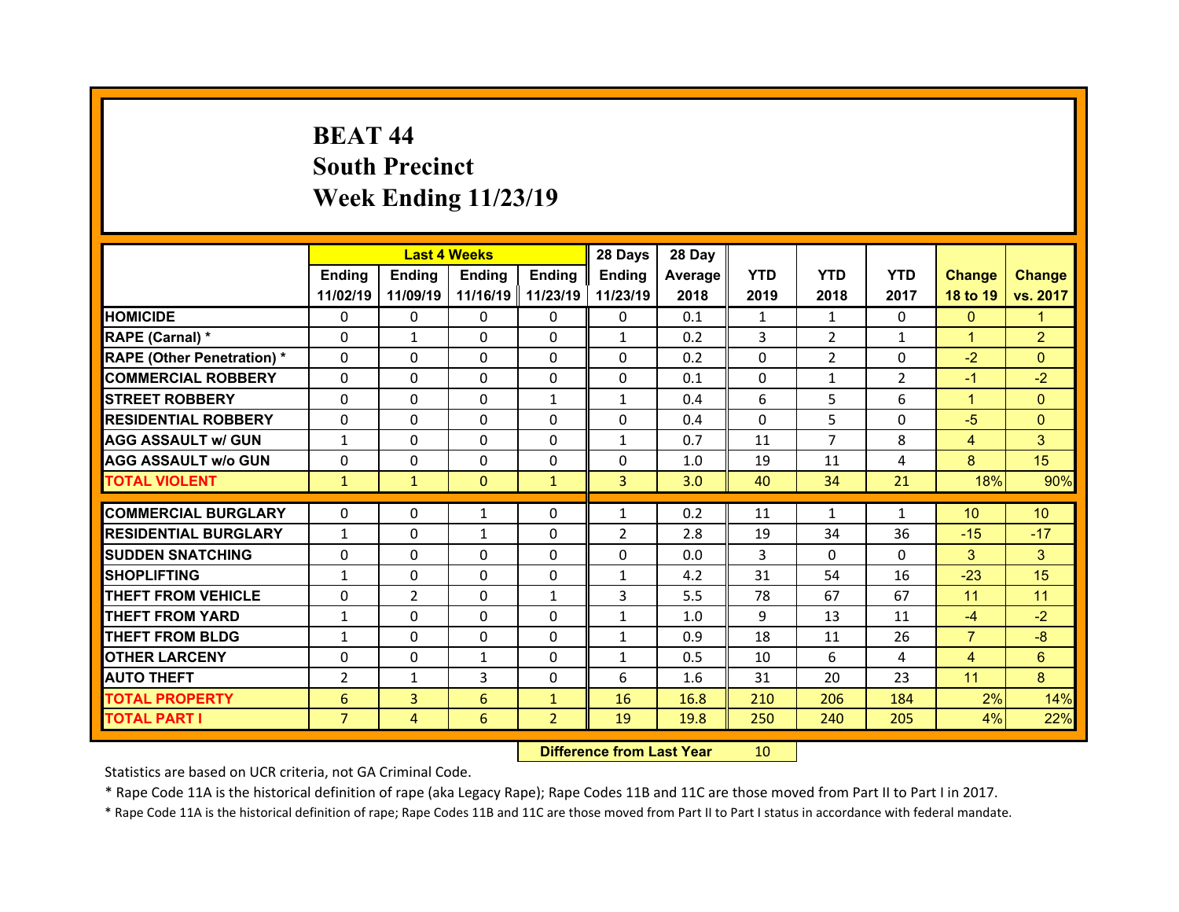# BEAT 44
## South Precinct
## Week Ending 11/23/19

| | Last 4 Weeks | | | | 28 Days | 28 Day | | | | | |
|---|---|---|---|---|---|---|---|---|---|---|---|
| | Ending 11/02/19 | Ending 11/09/19 | Ending 11/16/19 | Ending 11/23/19 | Ending 11/23/19 | Average 2018 | YTD 2019 | YTD 2018 | YTD 2017 | Change 18 to 19 | Change vs. 2017 |
| HOMICIDE | 0 | 0 | 0 | 0 | 0 | 0.1 | 1 | 1 | 0 | 0 | 1 |
| RAPE (Carnal) * | 0 | 1 | 0 | 0 | 1 | 0.2 | 3 | 2 | 1 | 1 | 2 |
| RAPE (Other Penetration) * | 0 | 0 | 0 | 0 | 0 | 0.2 | 0 | 2 | 0 | -2 | 0 |
| COMMERCIAL ROBBERY | 0 | 0 | 0 | 0 | 0 | 0.1 | 0 | 1 | 2 | -1 | -2 |
| STREET ROBBERY | 0 | 0 | 0 | 1 | 1 | 0.4 | 6 | 5 | 6 | 1 | 0 |
| RESIDENTIAL ROBBERY | 0 | 0 | 0 | 0 | 0 | 0.4 | 0 | 5 | 0 | -5 | 0 |
| AGG ASSAULT w/ GUN | 1 | 0 | 0 | 0 | 1 | 0.7 | 11 | 7 | 8 | 4 | 3 |
| AGG ASSAULT w/o GUN | 0 | 0 | 0 | 0 | 0 | 1.0 | 19 | 11 | 4 | 8 | 15 |
| TOTAL VIOLENT | 1 | 1 | 0 | 1 | 3 | 3.0 | 40 | 34 | 21 | 18% | 90% |
| COMMERCIAL BURGLARY | 0 | 0 | 1 | 0 | 1 | 0.2 | 11 | 1 | 1 | 10 | 10 |
| RESIDENTIAL BURGLARY | 1 | 0 | 1 | 0 | 2 | 2.8 | 19 | 34 | 36 | -15 | -17 |
| SUDDEN SNATCHING | 0 | 0 | 0 | 0 | 0 | 0.0 | 3 | 0 | 0 | 3 | 3 |
| SHOPLIFTING | 1 | 0 | 0 | 0 | 1 | 4.2 | 31 | 54 | 16 | -23 | 15 |
| THEFT FROM VEHICLE | 0 | 2 | 0 | 1 | 3 | 5.5 | 78 | 67 | 67 | 11 | 11 |
| THEFT FROM YARD | 1 | 0 | 0 | 0 | 1 | 1.0 | 9 | 13 | 11 | -4 | -2 |
| THEFT FROM BLDG | 1 | 0 | 0 | 0 | 1 | 0.9 | 18 | 11 | 26 | 7 | -8 |
| OTHER LARCENY | 0 | 0 | 1 | 0 | 1 | 0.5 | 10 | 6 | 4 | 4 | 6 |
| AUTO THEFT | 2 | 1 | 3 | 0 | 6 | 1.6 | 31 | 20 | 23 | 11 | 8 |
| TOTAL PROPERTY | 6 | 3 | 6 | 1 | 16 | 16.8 | 210 | 206 | 184 | 2% | 14% |
| TOTAL PART I | 7 | 4 | 6 | 2 | 19 | 19.8 | 250 | 240 | 205 | 4% | 22% |

**Difference from Last Year** 10

Statistics are based on UCR criteria, not GA Criminal Code.

* Rape Code 11A is the historical definition of rape (aka Legacy Rape); Rape Codes 11B and 11C are those moved from Part II to Part I in 2017.

* Rape Code 11A is the historical definition of rape; Rape Codes 11B and 11C are those moved from Part II to Part I status in accordance with federal mandate.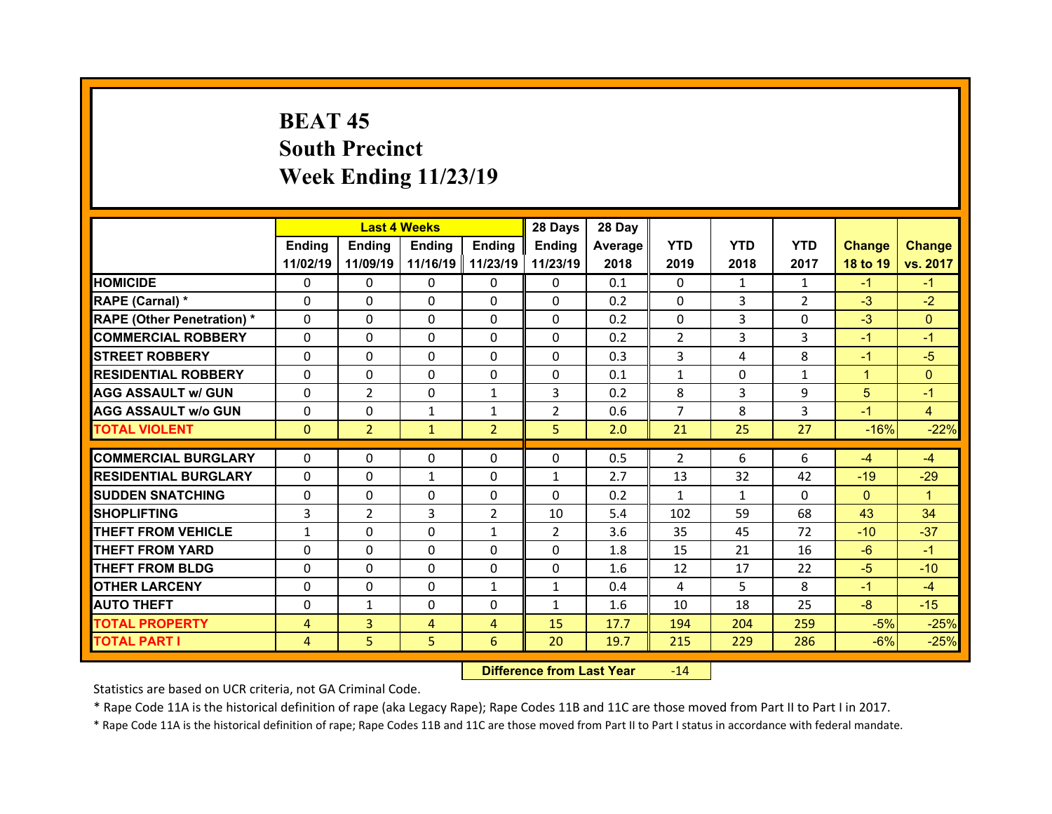# BEAT 45
## South Precinct
## Week Ending 11/23/19

| | Last 4 Weeks | | | | 28 Days | 28 Day | | | | | |
|---|---|---|---|---|---|---|---|---|---|---|---|
| | Ending 11/02/19 | Ending 11/09/19 | Ending 11/16/19 | Ending 11/23/19 | Ending 11/23/19 | Average 2018 | YTD 2019 | YTD 2018 | YTD 2017 | Change 18 to 19 | Change vs. 2017 |
| HOMICIDE | 0 | 0 | 0 | 0 | 0 | 0.1 | 0 | 1 | 1 | -1 | -1 |
| RAPE (Carnal) * | 0 | 0 | 0 | 0 | 0 | 0.2 | 0 | 3 | 2 | -3 | -2 |
| RAPE (Other Penetration) * | 0 | 0 | 0 | 0 | 0 | 0.2 | 0 | 3 | 0 | -3 | 0 |
| COMMERCIAL ROBBERY | 0 | 0 | 0 | 0 | 0 | 0.2 | 2 | 3 | 3 | -1 | -1 |
| STREET ROBBERY | 0 | 0 | 0 | 0 | 0 | 0.3 | 3 | 4 | 8 | -1 | -5 |
| RESIDENTIAL ROBBERY | 0 | 0 | 0 | 0 | 0 | 0.1 | 1 | 0 | 1 | 1 | 0 |
| AGG ASSAULT w/ GUN | 0 | 2 | 0 | 1 | 3 | 0.2 | 8 | 3 | 9 | 5 | -1 |
| AGG ASSAULT w/o GUN | 0 | 0 | 1 | 1 | 2 | 0.6 | 7 | 8 | 3 | -1 | 4 |
| TOTAL VIOLENT | 0 | 2 | 1 | 2 | 5 | 2.0 | 21 | 25 | 27 | -16% | -22% |
| COMMERCIAL BURGLARY | 0 | 0 | 0 | 0 | 0 | 0.5 | 2 | 6 | 6 | -4 | -4 |
| RESIDENTIAL BURGLARY | 0 | 0 | 1 | 0 | 1 | 2.7 | 13 | 32 | 42 | -19 | -29 |
| SUDDEN SNATCHING | 0 | 0 | 0 | 0 | 0 | 0.2 | 1 | 1 | 0 | 0 | 1 |
| SHOPLIFTING | 3 | 2 | 3 | 2 | 10 | 5.4 | 102 | 59 | 68 | 43 | 34 |
| THEFT FROM VEHICLE | 1 | 0 | 0 | 1 | 2 | 3.6 | 35 | 45 | 72 | -10 | -37 |
| THEFT FROM YARD | 0 | 0 | 0 | 0 | 0 | 1.8 | 15 | 21 | 16 | -6 | -1 |
| THEFT FROM BLDG | 0 | 0 | 0 | 0 | 0 | 1.6 | 12 | 17 | 22 | -5 | -10 |
| OTHER LARCENY | 0 | 0 | 0 | 1 | 1 | 0.4 | 4 | 5 | 8 | -1 | -4 |
| AUTO THEFT | 0 | 1 | 0 | 0 | 1 | 1.6 | 10 | 18 | 25 | -8 | -15 |
| TOTAL PROPERTY | 4 | 3 | 4 | 4 | 15 | 17.7 | 194 | 204 | 259 | -5% | -25% |
| TOTAL PART I | 4 | 5 | 5 | 6 | 20 | 19.7 | 215 | 229 | 286 | -6% | -25% |

| Difference from Last Year | -14 |
|---|---|

Statistics are based on UCR criteria, not GA Criminal Code.

* Rape Code 11A is the historical definition of rape (aka Legacy Rape); Rape Codes 11B and 11C are those moved from Part II to Part I in 2017.

* Rape Code 11A is the historical definition of rape; Rape Codes 11B and 11C are those moved from Part II to Part I status in accordance with federal mandate.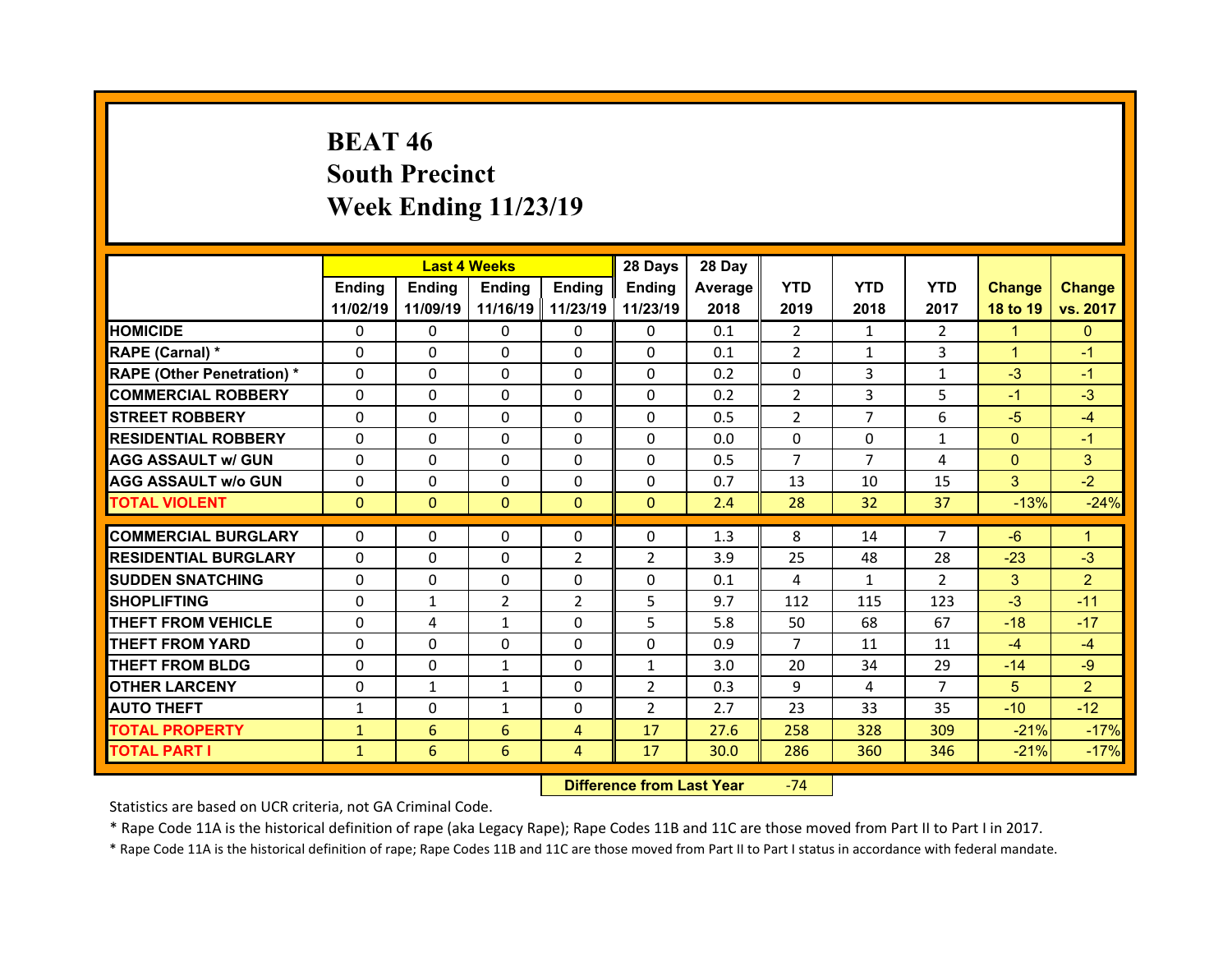# BEAT 46
# South Precinct
# Week Ending 11/23/19

| | Last 4 Weeks | | | | 28 Days | 28 Day | | | | | |
|---|---|---|---|---|---|---|---|---|---|---|---|
| | Ending 11/02/19 | Ending 11/09/19 | Ending 11/16/19 | Ending 11/23/19 | Ending 11/23/19 | Average 2018 | YTD 2019 | YTD 2018 | YTD 2017 | Change 18 to 19 | Change vs. 2017 |
| HOMICIDE | 0 | 0 | 0 | 0 | 0 | 0.1 | 2 | 1 | 2 | 1 | 0 |
| RAPE (Carnal) * | 0 | 0 | 0 | 0 | 0 | 0.1 | 2 | 1 | 3 | 1 | -1 |
| RAPE (Other Penetration) * | 0 | 0 | 0 | 0 | 0 | 0.2 | 0 | 3 | 1 | -3 | -1 |
| COMMERCIAL ROBBERY | 0 | 0 | 0 | 0 | 0 | 0.2 | 2 | 3 | 5 | -1 | -3 |
| STREET ROBBERY | 0 | 0 | 0 | 0 | 0 | 0.5 | 2 | 7 | 6 | -5 | -4 |
| RESIDENTIAL ROBBERY | 0 | 0 | 0 | 0 | 0 | 0.0 | 0 | 0 | 1 | 0 | -1 |
| AGG ASSAULT w/ GUN | 0 | 0 | 0 | 0 | 0 | 0.5 | 7 | 7 | 4 | 0 | 3 |
| AGG ASSAULT w/o GUN | 0 | 0 | 0 | 0 | 0 | 0.7 | 13 | 10 | 15 | 3 | -2 |
| TOTAL VIOLENT | 0 | 0 | 0 | 0 | 0 | 2.4 | 28 | 32 | 37 | -13% | -24% |
| COMMERCIAL BURGLARY | 0 | 0 | 0 | 0 | 0 | 1.3 | 8 | 14 | 7 | -6 | 1 |
| RESIDENTIAL BURGLARY | 0 | 0 | 0 | 2 | 2 | 3.9 | 25 | 48 | 28 | -23 | -3 |
| SUDDEN SNATCHING | 0 | 0 | 0 | 0 | 0 | 0.1 | 4 | 1 | 2 | 3 | 2 |
| SHOPLIFTING | 0 | 1 | 2 | 2 | 5 | 9.7 | 112 | 115 | 123 | -3 | -11 |
| THEFT FROM VEHICLE | 0 | 4 | 1 | 0 | 5 | 5.8 | 50 | 68 | 67 | -18 | -17 |
| THEFT FROM YARD | 0 | 0 | 0 | 0 | 0 | 0.9 | 7 | 11 | 11 | -4 | -4 |
| THEFT FROM BLDG | 0 | 0 | 1 | 0 | 1 | 3.0 | 20 | 34 | 29 | -14 | -9 |
| OTHER LARCENY | 0 | 1 | 1 | 0 | 2 | 0.3 | 9 | 4 | 7 | 5 | 2 |
| AUTO THEFT | 1 | 0 | 1 | 0 | 2 | 2.7 | 23 | 33 | 35 | -10 | -12 |
| TOTAL PROPERTY | 1 | 6 | 6 | 4 | 17 | 27.6 | 258 | 328 | 309 | -21% | -17% |
| TOTAL PART I | 1 | 6 | 6 | 4 | 17 | 30.0 | 286 | 360 | 346 | -21% | -17% |

**Difference from Last Year** -74

Statistics are based on UCR criteria, not GA Criminal Code.

* Rape Code 11A is the historical definition of rape (aka Legacy Rape); Rape Codes 11B and 11C are those moved from Part II to Part I in 2017.

* Rape Code 11A is the historical definition of rape; Rape Codes 11B and 11C are those moved from Part II to Part I status in accordance with federal mandate.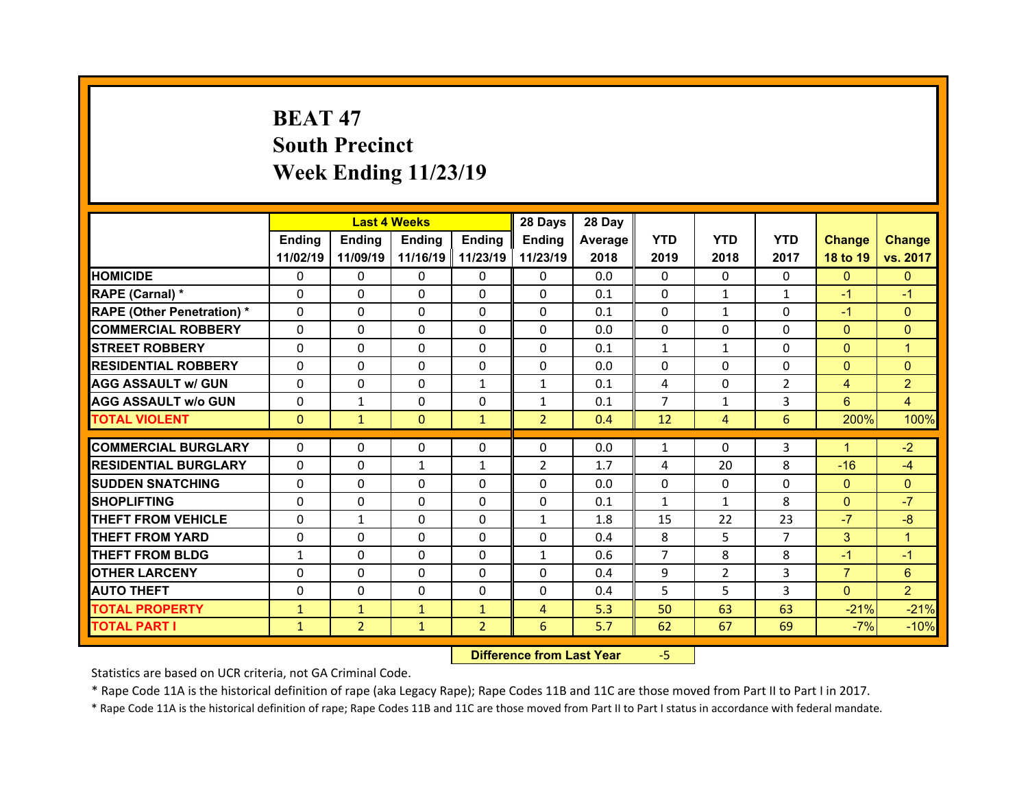# BEAT 47
## South Precinct
## Week Ending 11/23/19

| | Last 4 Weeks | | | | 28 Days | 28 Day | | | | | |
|---|---|---|---|---|---|---|---|---|---|---|---|
| | Ending 11/02/19 | Ending 11/09/19 | Ending 11/16/19 | Ending 11/23/19 | Ending 11/23/19 | Average 2018 | YTD 2019 | YTD 2018 | YTD 2017 | Change 18 to 19 | Change vs. 2017 |
| HOMICIDE | 0 | 0 | 0 | 0 | 0 | 0.0 | 0 | 0 | 0 | 0 | 0 |
| RAPE (Carnal) * | 0 | 0 | 0 | 0 | 0 | 0.1 | 0 | 1 | 1 | -1 | -1 |
| RAPE (Other Penetration) * | 0 | 0 | 0 | 0 | 0 | 0.1 | 0 | 1 | 0 | -1 | 0 |
| COMMERCIAL ROBBERY | 0 | 0 | 0 | 0 | 0 | 0.0 | 0 | 0 | 0 | 0 | 0 |
| STREET ROBBERY | 0 | 0 | 0 | 0 | 0 | 0.1 | 1 | 1 | 0 | 0 | 1 |
| RESIDENTIAL ROBBERY | 0 | 0 | 0 | 0 | 0 | 0.0 | 0 | 0 | 0 | 0 | 0 |
| AGG ASSAULT w/ GUN | 0 | 0 | 0 | 1 | 1 | 0.1 | 4 | 0 | 2 | 4 | 2 |
| AGG ASSAULT w/o GUN | 0 | 1 | 0 | 0 | 1 | 0.1 | 7 | 1 | 3 | 6 | 4 |
| TOTAL VIOLENT | 0 | 1 | 0 | 1 | 2 | 0.4 | 12 | 4 | 6 | 200% | 100% |
| COMMERCIAL BURGLARY | 0 | 0 | 0 | 0 | 0 | 0.0 | 1 | 0 | 3 | 1 | -2 |
| RESIDENTIAL BURGLARY | 0 | 0 | 1 | 1 | 2 | 1.7 | 4 | 20 | 8 | -16 | -4 |
| SUDDEN SNATCHING | 0 | 0 | 0 | 0 | 0 | 0.0 | 0 | 0 | 0 | 0 | 0 |
| SHOPLIFTING | 0 | 0 | 0 | 0 | 0 | 0.1 | 1 | 1 | 8 | 0 | -7 |
| THEFT FROM VEHICLE | 0 | 1 | 0 | 0 | 1 | 1.8 | 15 | 22 | 23 | -7 | -8 |
| THEFT FROM YARD | 0 | 0 | 0 | 0 | 0 | 0.4 | 8 | 5 | 7 | 3 | 1 |
| THEFT FROM BLDG | 1 | 0 | 0 | 0 | 1 | 0.6 | 7 | 8 | 8 | -1 | -1 |
| OTHER LARCENY | 0 | 0 | 0 | 0 | 0 | 0.4 | 9 | 2 | 3 | 7 | 6 |
| AUTO THEFT | 0 | 0 | 0 | 0 | 0 | 0.4 | 5 | 5 | 3 | 0 | 2 |
| TOTAL PROPERTY | 1 | 1 | 1 | 1 | 4 | 5.3 | 50 | 63 | 63 | -21% | -21% |
| TOTAL PART I | 1 | 2 | 1 | 2 | 6 | 5.7 | 62 | 67 | 69 | -7% | -10% |

**Difference from Last Year** -5

Statistics are based on UCR criteria, not GA Criminal Code.

* Rape Code 11A is the historical definition of rape (aka Legacy Rape); Rape Codes 11B and 11C are those moved from Part II to Part I in 2017.

* Rape Code 11A is the historical definition of rape; Rape Codes 11B and 11C are those moved from Part II to Part I status in accordance with federal mandate.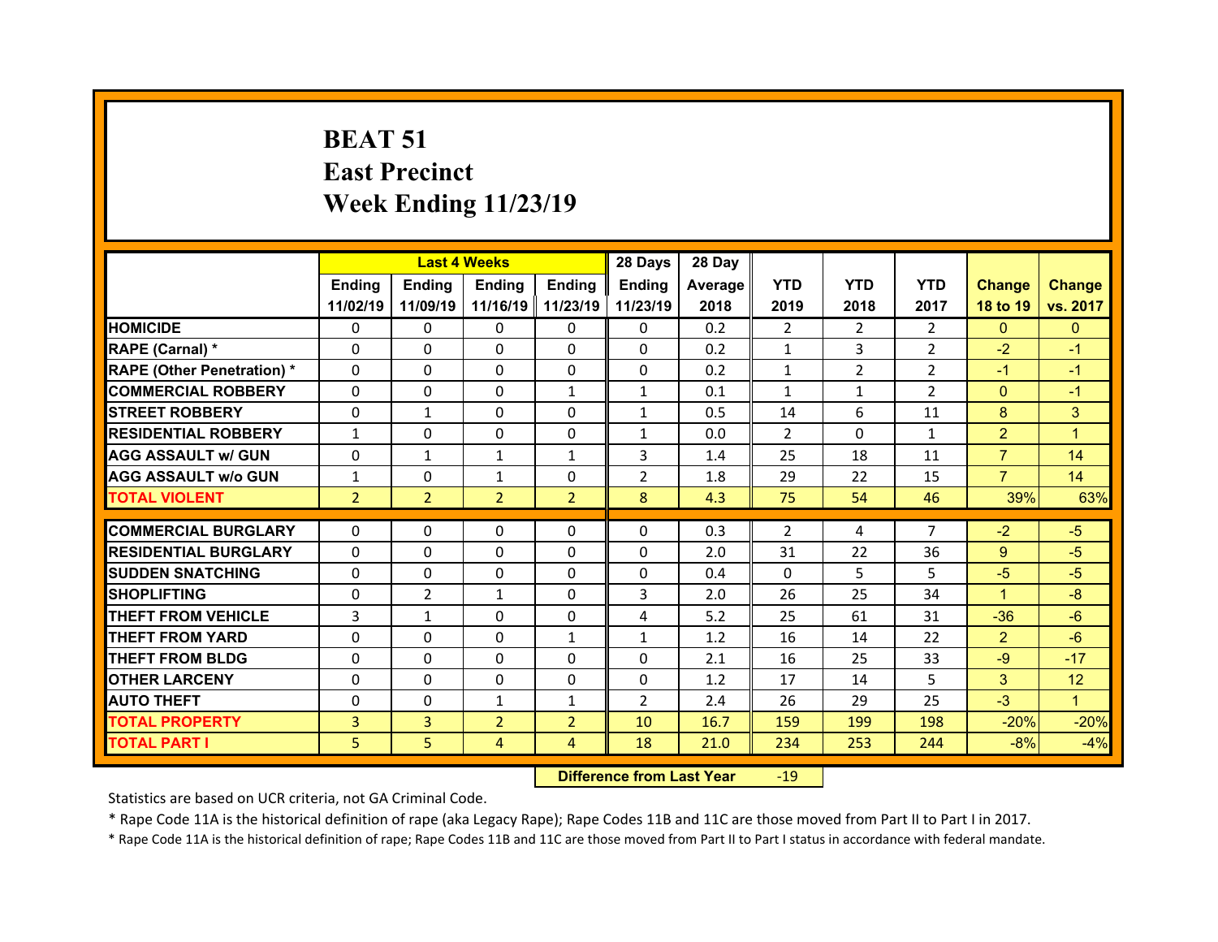# BEAT 51
# East Precinct
# Week Ending 11/23/19

| | Last 4 Weeks | | | | 28 Days | 28 Day | | | | | |
|---|---|---|---|---|---|---|---|---|---|---|---|
| | Ending 11/02/19 | Ending 11/09/19 | Ending 11/16/19 | Ending 11/23/19 | Ending 11/23/19 | Average 2018 | YTD 2019 | YTD 2018 | YTD 2017 | Change 18 to 19 | Change vs. 2017 |
| HOMICIDE | 0 | 0 | 0 | 0 | 0 | 0.2 | 2 | 2 | 2 | 0 | 0 |
| RAPE (Carnal) * | 0 | 0 | 0 | 0 | 0 | 0.2 | 1 | 3 | 2 | -2 | -1 |
| RAPE (Other Penetration) * | 0 | 0 | 0 | 0 | 0 | 0.2 | 1 | 2 | 2 | -1 | -1 |
| COMMERCIAL ROBBERY | 0 | 0 | 0 | 1 | 1 | 0.1 | 1 | 1 | 2 | 0 | -1 |
| STREET ROBBERY | 0 | 1 | 0 | 0 | 1 | 0.5 | 14 | 6 | 11 | 8 | 3 |
| RESIDENTIAL ROBBERY | 1 | 0 | 0 | 0 | 1 | 0.0 | 2 | 0 | 1 | 2 | 1 |
| AGG ASSAULT w/ GUN | 0 | 1 | 1 | 1 | 3 | 1.4 | 25 | 18 | 11 | 7 | 14 |
| AGG ASSAULT w/o GUN | 1 | 0 | 1 | 0 | 2 | 1.8 | 29 | 22 | 15 | 7 | 14 |
| TOTAL VIOLENT | 2 | 2 | 2 | 2 | 8 | 4.3 | 75 | 54 | 46 | 39% | 63% |
| COMMERCIAL BURGLARY | 0 | 0 | 0 | 0 | 0 | 0.3 | 2 | 4 | 7 | -2 | -5 |
| RESIDENTIAL BURGLARY | 0 | 0 | 0 | 0 | 0 | 2.0 | 31 | 22 | 36 | 9 | -5 |
| SUDDEN SNATCHING | 0 | 0 | 0 | 0 | 0 | 0.4 | 0 | 5 | 5 | -5 | -5 |
| SHOPLIFTING | 0 | 2 | 1 | 0 | 3 | 2.0 | 26 | 25 | 34 | 1 | -8 |
| THEFT FROM VEHICLE | 3 | 1 | 0 | 0 | 4 | 5.2 | 25 | 61 | 31 | -36 | -6 |
| THEFT FROM YARD | 0 | 0 | 0 | 1 | 1 | 1.2 | 16 | 14 | 22 | 2 | -6 |
| THEFT FROM BLDG | 0 | 0 | 0 | 0 | 0 | 2.1 | 16 | 25 | 33 | -9 | -17 |
| OTHER LARCENY | 0 | 0 | 0 | 0 | 0 | 1.2 | 17 | 14 | 5 | 3 | 12 |
| AUTO THEFT | 0 | 0 | 1 | 1 | 2 | 2.4 | 26 | 29 | 25 | -3 | 1 |
| TOTAL PROPERTY | 3 | 3 | 2 | 2 | 10 | 16.7 | 159 | 199 | 198 | -20% | -20% |
| TOTAL PART I | 5 | 5 | 4 | 4 | 18 | 21.0 | 234 | 253 | 244 | -8% | -4% |

**Difference from Last Year** -19

Statistics are based on UCR criteria, not GA Criminal Code.

* Rape Code 11A is the historical definition of rape (aka Legacy Rape); Rape Codes 11B and 11C are those moved from Part II to Part I in 2017.

* Rape Code 11A is the historical definition of rape; Rape Codes 11B and 11C are those moved from Part II to Part I status in accordance with federal mandate.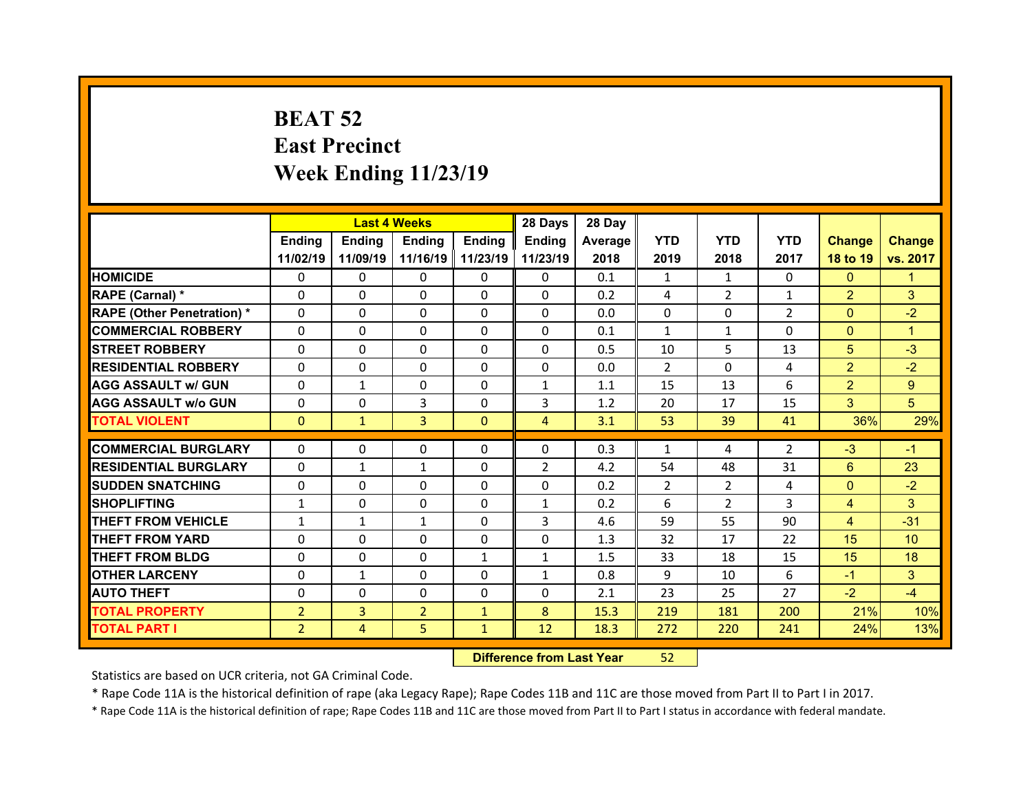# BEAT 52
# East Precinct
# Week Ending 11/23/19

| | Last 4 Weeks | | | | 28 Days | 28 Day | | | | | |
|---|---|---|---|---|---|---|---|---|---|---|---|
| | Ending 11/02/19 | Ending 11/09/19 | Ending 11/16/19 | Ending 11/23/19 | Ending 11/23/19 | Average 2018 | YTD 2019 | YTD 2018 | YTD 2017 | Change 18 to 19 | Change vs. 2017 |
| HOMICIDE | 0 | 0 | 0 | 0 | 0 | 0.1 | 1 | 1 | 0 | 0 | 1 |
| RAPE (Carnal) * | 0 | 0 | 0 | 0 | 0 | 0.2 | 4 | 2 | 1 | 2 | 3 |
| RAPE (Other Penetration) * | 0 | 0 | 0 | 0 | 0 | 0.0 | 0 | 0 | 2 | 0 | -2 |
| COMMERCIAL ROBBERY | 0 | 0 | 0 | 0 | 0 | 0.1 | 1 | 1 | 0 | 0 | 1 |
| STREET ROBBERY | 0 | 0 | 0 | 0 | 0 | 0.5 | 10 | 5 | 13 | 5 | -3 |
| RESIDENTIAL ROBBERY | 0 | 0 | 0 | 0 | 0 | 0.0 | 2 | 0 | 4 | 2 | -2 |
| AGG ASSAULT w/ GUN | 0 | 1 | 0 | 0 | 1 | 1.1 | 15 | 13 | 6 | 2 | 9 |
| AGG ASSAULT w/o GUN | 0 | 0 | 3 | 0 | 3 | 1.2 | 20 | 17 | 15 | 3 | 5 |
| TOTAL VIOLENT | 0 | 1 | 3 | 0 | 4 | 3.1 | 53 | 39 | 41 | 36% | 29% |
| COMMERCIAL BURGLARY | 0 | 0 | 0 | 0 | 0 | 0.3 | 1 | 4 | 2 | -3 | -1 |
| RESIDENTIAL BURGLARY | 0 | 1 | 1 | 0 | 2 | 4.2 | 54 | 48 | 31 | 6 | 23 |
| SUDDEN SNATCHING | 0 | 0 | 0 | 0 | 0 | 0.2 | 2 | 2 | 4 | 0 | -2 |
| SHOPLIFTING | 1 | 0 | 0 | 0 | 1 | 0.2 | 6 | 2 | 3 | 4 | 3 |
| THEFT FROM VEHICLE | 1 | 1 | 1 | 0 | 3 | 4.6 | 59 | 55 | 90 | 4 | -31 |
| THEFT FROM YARD | 0 | 0 | 0 | 0 | 0 | 1.3 | 32 | 17 | 22 | 15 | 10 |
| THEFT FROM BLDG | 0 | 0 | 0 | 1 | 1 | 1.5 | 33 | 18 | 15 | 15 | 18 |
| OTHER LARCENY | 0 | 1 | 0 | 0 | 1 | 0.8 | 9 | 10 | 6 | -1 | 3 |
| AUTO THEFT | 0 | 0 | 0 | 0 | 0 | 2.1 | 23 | 25 | 27 | -2 | -4 |
| TOTAL PROPERTY | 2 | 3 | 2 | 1 | 8 | 15.3 | 219 | 181 | 200 | 21% | 10% |
| TOTAL PART I | 2 | 4 | 5 | 1 | 12 | 18.3 | 272 | 220 | 241 | 24% | 13% |

**Difference from Last Year** 52

Statistics are based on UCR criteria, not GA Criminal Code.

* Rape Code 11A is the historical definition of rape (aka Legacy Rape); Rape Codes 11B and 11C are those moved from Part II to Part I in 2017.

* Rape Code 11A is the historical definition of rape; Rape Codes 11B and 11C are those moved from Part II to Part I status in accordance with federal mandate.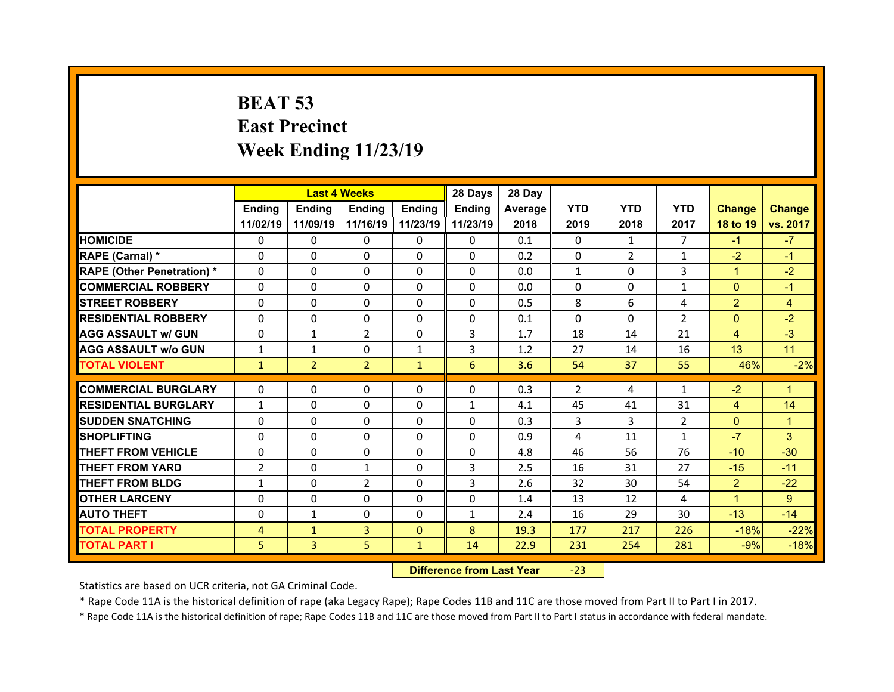# BEAT 53
# East Precinct
# Week Ending 11/23/19

| | Last 4 Weeks | | | | 28 Days | 28 Day | | | | | |
|---|---|---|---|---|---|---|---|---|---|---|---|
| | Ending 11/02/19 | Ending 11/09/19 | Ending 11/16/19 | Ending 11/23/19 | Ending 11/23/19 | Average 2018 | YTD 2019 | YTD 2018 | YTD 2017 | Change 18 to 19 | Change vs. 2017 |
| **HOMICIDE** | 0 | 0 | 0 | 0 | 0 | 0.1 | 0 | 1 | 7 | -1 | -7 |
| **RAPE (Carnal) *** | 0 | 0 | 0 | 0 | 0 | 0.2 | 0 | 2 | 1 | -2 | -1 |
| **RAPE (Other Penetration) *** | 0 | 0 | 0 | 0 | 0 | 0.0 | 1 | 0 | 3 | 1 | -2 |
| **COMMERCIAL ROBBERY** | 0 | 0 | 0 | 0 | 0 | 0.0 | 0 | 0 | 1 | 0 | -1 |
| **STREET ROBBERY** | 0 | 0 | 0 | 0 | 0 | 0.5 | 8 | 6 | 4 | 2 | 4 |
| **RESIDENTIAL ROBBERY** | 0 | 0 | 0 | 0 | 0 | 0.1 | 0 | 0 | 2 | 0 | -2 |
| **AGG ASSAULT w/ GUN** | 0 | 1 | 2 | 0 | 3 | 1.7 | 18 | 14 | 21 | 4 | -3 |
| **AGG ASSAULT w/o GUN** | 1 | 1 | 0 | 1 | 3 | 1.2 | 27 | 14 | 16 | 13 | 11 |
| **TOTAL VIOLENT** | 1 | 2 | 2 | 1 | 6 | 3.6 | 54 | 37 | 55 | 46% | -2% |
| **COMMERCIAL BURGLARY** | 0 | 0 | 0 | 0 | 0 | 0.3 | 2 | 4 | 1 | -2 | 1 |
| **RESIDENTIAL BURGLARY** | 1 | 0 | 0 | 0 | 1 | 4.1 | 45 | 41 | 31 | 4 | 14 |
| **SUDDEN SNATCHING** | 0 | 0 | 0 | 0 | 0 | 0.3 | 3 | 3 | 2 | 0 | 1 |
| **SHOPLIFTING** | 0 | 0 | 0 | 0 | 0 | 0.9 | 4 | 11 | 1 | -7 | 3 |
| **THEFT FROM VEHICLE** | 0 | 0 | 0 | 0 | 0 | 4.8 | 46 | 56 | 76 | -10 | -30 |
| **THEFT FROM YARD** | 2 | 0 | 1 | 0 | 3 | 2.5 | 16 | 31 | 27 | -15 | -11 |
| **THEFT FROM BLDG** | 1 | 0 | 2 | 0 | 3 | 2.6 | 32 | 30 | 54 | 2 | -22 |
| **OTHER LARCENY** | 0 | 0 | 0 | 0 | 0 | 1.4 | 13 | 12 | 4 | 1 | 9 |
| **AUTO THEFT** | 0 | 1 | 0 | 0 | 1 | 2.4 | 16 | 29 | 30 | -13 | -14 |
| **TOTAL PROPERTY** | 4 | 1 | 3 | 0 | 8 | 19.3 | 177 | 217 | 226 | -18% | -22% |
| **TOTAL PART I** | 5 | 3 | 5 | 1 | 14 | 22.9 | 231 | 254 | 281 | -9% | -18% |

**Difference from Last Year** -23

Statistics are based on UCR criteria, not GA Criminal Code.

* Rape Code 11A is the historical definition of rape (aka Legacy Rape); Rape Codes 11B and 11C are those moved from Part II to Part I in 2017.

* Rape Code 11A is the historical definition of rape; Rape Codes 11B and 11C are those moved from Part II to Part I status in accordance with federal mandate.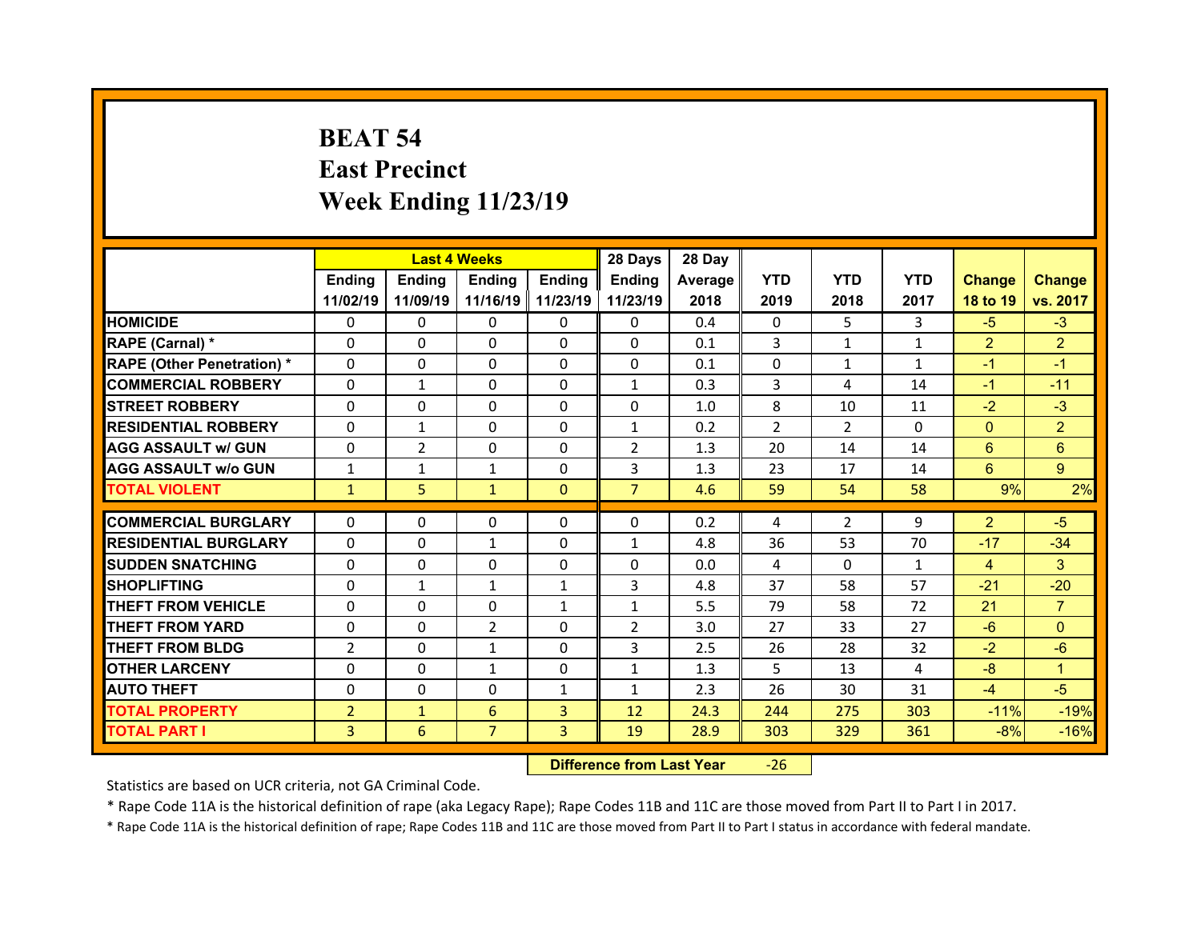# BEAT 54
# East Precinct
# Week Ending 11/23/19

| | Last 4 Weeks | | | | 28 Days | 28 Day | | | | | |
|---|---|---|---|---|---|---|---|---|---|---|---|
| | Ending 11/02/19 | Ending 11/09/19 | Ending 11/16/19 | Ending 11/23/19 | Ending 11/23/19 | Average 2018 | YTD 2019 | YTD 2018 | YTD 2017 | Change 18 to 19 | Change vs. 2017 |
| HOMICIDE | 0 | 0 | 0 | 0 | 0 | 0.4 | 0 | 5 | 3 | -5 | -3 |
| RAPE (Carnal) * | 0 | 0 | 0 | 0 | 0 | 0.1 | 3 | 1 | 1 | 2 | 2 |
| RAPE (Other Penetration) * | 0 | 0 | 0 | 0 | 0 | 0.1 | 0 | 1 | 1 | -1 | -1 |
| COMMERCIAL ROBBERY | 0 | 1 | 0 | 0 | 1 | 0.3 | 3 | 4 | 14 | -1 | -11 |
| STREET ROBBERY | 0 | 0 | 0 | 0 | 0 | 1.0 | 8 | 10 | 11 | -2 | -3 |
| RESIDENTIAL ROBBERY | 0 | 1 | 0 | 0 | 1 | 0.2 | 2 | 2 | 0 | 0 | 2 |
| AGG ASSAULT w/ GUN | 0 | 2 | 0 | 0 | 2 | 1.3 | 20 | 14 | 14 | 6 | 6 |
| AGG ASSAULT w/o GUN | 1 | 1 | 1 | 0 | 3 | 1.3 | 23 | 17 | 14 | 6 | 9 |
| TOTAL VIOLENT | 1 | 5 | 1 | 0 | 7 | 4.6 | 59 | 54 | 58 | 9% | 2% |
| COMMERCIAL BURGLARY | 0 | 0 | 0 | 0 | 0 | 0.2 | 4 | 2 | 9 | 2 | -5 |
| RESIDENTIAL BURGLARY | 0 | 0 | 1 | 0 | 1 | 4.8 | 36 | 53 | 70 | -17 | -34 |
| SUDDEN SNATCHING | 0 | 0 | 0 | 0 | 0 | 0.0 | 4 | 0 | 1 | 4 | 3 |
| SHOPLIFTING | 0 | 1 | 1 | 1 | 3 | 4.8 | 37 | 58 | 57 | -21 | -20 |
| THEFT FROM VEHICLE | 0 | 0 | 0 | 1 | 1 | 5.5 | 79 | 58 | 72 | 21 | 7 |
| THEFT FROM YARD | 0 | 0 | 2 | 0 | 2 | 3.0 | 27 | 33 | 27 | -6 | 0 |
| THEFT FROM BLDG | 2 | 0 | 1 | 0 | 3 | 2.5 | 26 | 28 | 32 | -2 | -6 |
| OTHER LARCENY | 0 | 0 | 1 | 0 | 1 | 1.3 | 5 | 13 | 4 | -8 | 1 |
| AUTO THEFT | 0 | 0 | 0 | 1 | 1 | 2.3 | 26 | 30 | 31 | -4 | -5 |
| TOTAL PROPERTY | 2 | 1 | 6 | 3 | 12 | 24.3 | 244 | 275 | 303 | -11% | -19% |
| TOTAL PART I | 3 | 6 | 7 | 3 | 19 | 28.9 | 303 | 329 | 361 | -8% | -16% |

**Difference from Last Year** -26

Statistics are based on UCR criteria, not GA Criminal Code.

* Rape Code 11A is the historical definition of rape (aka Legacy Rape); Rape Codes 11B and 11C are those moved from Part II to Part I in 2017.

* Rape Code 11A is the historical definition of rape; Rape Codes 11B and 11C are those moved from Part II to Part I status in accordance with federal mandate.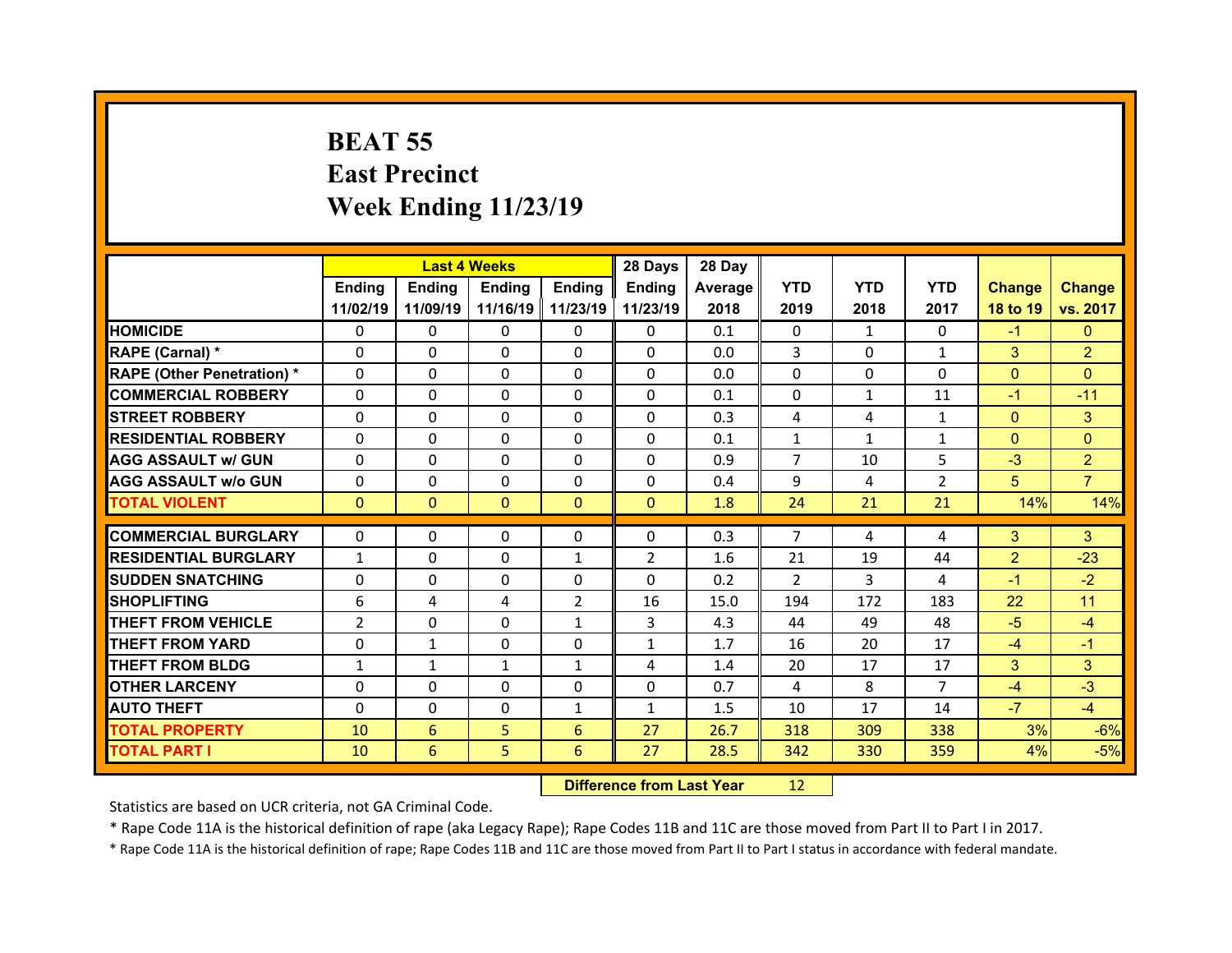# BEAT 55
## East Precinct
## Week Ending 11/23/19

| | Last 4 Weeks | | | | 28 Days | 28 Day | | | | | |
|---|---|---|---|---|---|---|---|---|---|---|---|
| | Ending 11/02/19 | Ending 11/09/19 | Ending 11/16/19 | Ending 11/23/19 | Ending 11/23/19 | Average 2018 | YTD 2019 | YTD 2018 | YTD 2017 | Change 18 to 19 | Change vs. 2017 |
| HOMICIDE | 0 | 0 | 0 | 0 | 0 | 0.1 | 0 | 1 | 0 | -1 | 0 |
| RAPE (Carnal) * | 0 | 0 | 0 | 0 | 0 | 0.0 | 3 | 0 | 1 | 3 | 2 |
| RAPE (Other Penetration) * | 0 | 0 | 0 | 0 | 0 | 0.0 | 0 | 0 | 0 | 0 | 0 |
| COMMERCIAL ROBBERY | 0 | 0 | 0 | 0 | 0 | 0.1 | 0 | 1 | 11 | -1 | -11 |
| STREET ROBBERY | 0 | 0 | 0 | 0 | 0 | 0.3 | 4 | 4 | 1 | 0 | 3 |
| RESIDENTIAL ROBBERY | 0 | 0 | 0 | 0 | 0 | 0.1 | 1 | 1 | 1 | 0 | 0 |
| AGG ASSAULT w/ GUN | 0 | 0 | 0 | 0 | 0 | 0.9 | 7 | 10 | 5 | -3 | 2 |
| AGG ASSAULT w/o GUN | 0 | 0 | 0 | 0 | 0 | 0.4 | 9 | 4 | 2 | 5 | 7 |
| TOTAL VIOLENT | 0 | 0 | 0 | 0 | 0 | 1.8 | 24 | 21 | 21 | 14% | 14% |
| COMMERCIAL BURGLARY | 0 | 0 | 0 | 0 | 0 | 0.3 | 7 | 4 | 4 | 3 | 3 |
| RESIDENTIAL BURGLARY | 1 | 0 | 0 | 1 | 2 | 1.6 | 21 | 19 | 44 | 2 | -23 |
| SUDDEN SNATCHING | 0 | 0 | 0 | 0 | 0 | 0.2 | 2 | 3 | 4 | -1 | -2 |
| SHOPLIFTING | 6 | 4 | 4 | 2 | 16 | 15.0 | 194 | 172 | 183 | 22 | 11 |
| THEFT FROM VEHICLE | 2 | 0 | 0 | 1 | 3 | 4.3 | 44 | 49 | 48 | -5 | -4 |
| THEFT FROM YARD | 0 | 1 | 0 | 0 | 1 | 1.7 | 16 | 20 | 17 | -4 | -1 |
| THEFT FROM BLDG | 1 | 1 | 1 | 1 | 4 | 1.4 | 20 | 17 | 17 | 3 | 3 |
| OTHER LARCENY | 0 | 0 | 0 | 0 | 0 | 0.7 | 4 | 8 | 7 | -4 | -3 |
| AUTO THEFT | 0 | 0 | 0 | 1 | 1 | 1.5 | 10 | 17 | 14 | -7 | -4 |
| TOTAL PROPERTY | 10 | 6 | 5 | 6 | 27 | 26.7 | 318 | 309 | 338 | 3% | -6% |
| TOTAL PART I | 10 | 6 | 5 | 6 | 27 | 28.5 | 342 | 330 | 359 | 4% | -5% |

**Difference from Last Year** 12

Statistics are based on UCR criteria, not GA Criminal Code.

* Rape Code 11A is the historical definition of rape (aka Legacy Rape); Rape Codes 11B and 11C are those moved from Part II to Part I in 2017.

* Rape Code 11A is the historical definition of rape; Rape Codes 11B and 11C are those moved from Part II to Part I status in accordance with federal mandate.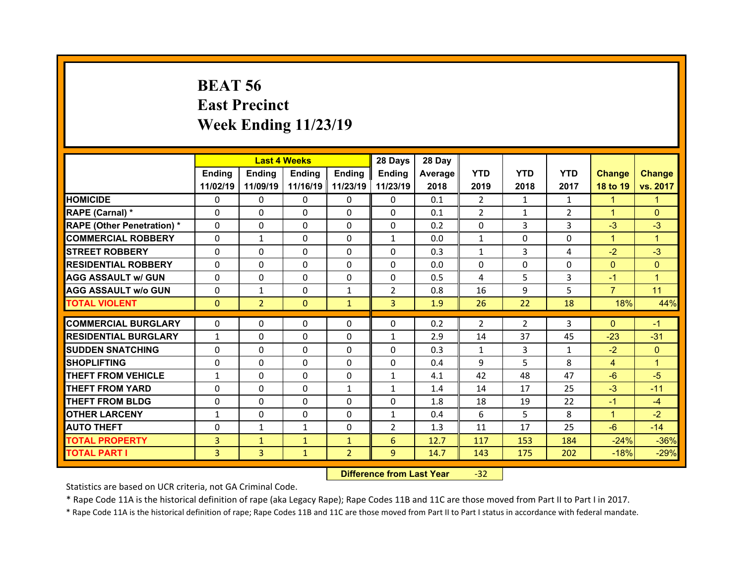# BEAT 56
# East Precinct
# Week Ending 11/23/19

| | Last 4 Weeks | | | | 28 Days | 28 Day | | | | | |
|---|---|---|---|---|---|---|---|---|---|---|---|
| | Ending 11/02/19 | Ending 11/09/19 | Ending 11/16/19 | Ending 11/23/19 | Ending 11/23/19 | Average 2018 | YTD 2019 | YTD 2018 | YTD 2017 | Change 18 to 19 | Change vs. 2017 |
| HOMICIDE | 0 | 0 | 0 | 0 | 0 | 0.1 | 2 | 1 | 1 | 1 | 1 |
| RAPE (Carnal) * | 0 | 0 | 0 | 0 | 0 | 0.1 | 2 | 1 | 2 | 1 | 0 |
| RAPE (Other Penetration) * | 0 | 0 | 0 | 0 | 0 | 0.2 | 0 | 3 | 3 | -3 | -3 |
| COMMERCIAL ROBBERY | 0 | 1 | 0 | 0 | 1 | 0.0 | 1 | 0 | 0 | 1 | 1 |
| STREET ROBBERY | 0 | 0 | 0 | 0 | 0 | 0.3 | 1 | 3 | 4 | -2 | -3 |
| RESIDENTIAL ROBBERY | 0 | 0 | 0 | 0 | 0 | 0.0 | 0 | 0 | 0 | 0 | 0 |
| AGG ASSAULT w/ GUN | 0 | 0 | 0 | 0 | 0 | 0.5 | 4 | 5 | 3 | -1 | 1 |
| AGG ASSAULT w/o GUN | 0 | 1 | 0 | 1 | 2 | 0.8 | 16 | 9 | 5 | 7 | 11 |
| TOTAL VIOLENT | 0 | 2 | 0 | 1 | 3 | 1.9 | 26 | 22 | 18 | 18% | 44% |
| COMMERCIAL BURGLARY | 0 | 0 | 0 | 0 | 0 | 0.2 | 2 | 2 | 3 | 0 | -1 |
| RESIDENTIAL BURGLARY | 1 | 0 | 0 | 0 | 1 | 2.9 | 14 | 37 | 45 | -23 | -31 |
| SUDDEN SNATCHING | 0 | 0 | 0 | 0 | 0 | 0.3 | 1 | 3 | 1 | -2 | 0 |
| SHOPLIFTING | 0 | 0 | 0 | 0 | 0 | 0.4 | 9 | 5 | 8 | 4 | 1 |
| THEFT FROM VEHICLE | 1 | 0 | 0 | 0 | 1 | 4.1 | 42 | 48 | 47 | -6 | -5 |
| THEFT FROM YARD | 0 | 0 | 0 | 1 | 1 | 1.4 | 14 | 17 | 25 | -3 | -11 |
| THEFT FROM BLDG | 0 | 0 | 0 | 0 | 0 | 1.8 | 18 | 19 | 22 | -1 | -4 |
| OTHER LARCENY | 1 | 0 | 0 | 0 | 1 | 0.4 | 6 | 5 | 8 | 1 | -2 |
| AUTO THEFT | 0 | 1 | 1 | 0 | 2 | 1.3 | 11 | 17 | 25 | -6 | -14 |
| TOTAL PROPERTY | 3 | 1 | 1 | 1 | 6 | 12.7 | 117 | 153 | 184 | -24% | -36% |
| TOTAL PART I | 3 | 3 | 1 | 2 | 9 | 14.7 | 143 | 175 | 202 | -18% | -29% |

**Difference from Last Year** -32

Statistics are based on UCR criteria, not GA Criminal Code.

* Rape Code 11A is the historical definition of rape (aka Legacy Rape); Rape Codes 11B and 11C are those moved from Part II to Part I in 2017.

* Rape Code 11A is the historical definition of rape; Rape Codes 11B and 11C are those moved from Part II to Part I status in accordance with federal mandate.